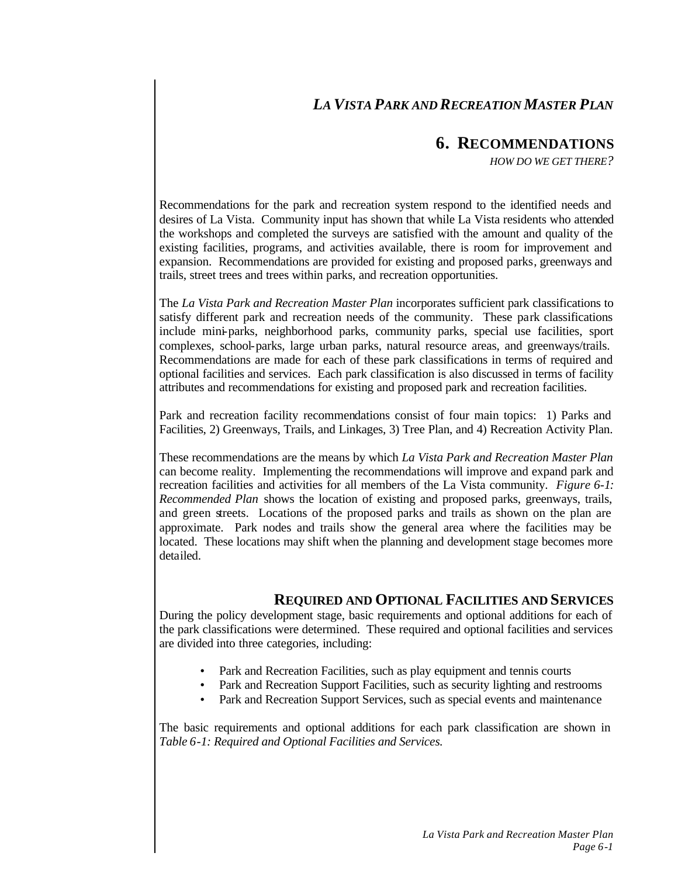# 6. RECOMMENDATIONS

*HOW DO WE GET THERE?*

Recommendations for the park and recreation system respond to the identified needs and desires of La Vista. Community input has shown that while La Vista residents who attended the workshops and completed the surveys are satisfied with the amount and quality of the existing facilities, programs, and activities available, there is room for improvement and expansion. Recommendations are provided for existing and proposed parks, greenways and trails, street trees and trees within parks, and recreation opportunities.

The *La Vista Park and Recreation Master Plan* incorporates sufficient park classifications to satisfy different park and recreation needs of the community. These park classifications include mini-parks, neighborhood parks, community parks, special use facilities, sport complexes, school-parks, large urban parks, natural resource areas, and greenways/trails. Recommendations are made for each of these park classifications in terms of required and optional facilities and services. Each park classification is also discussed in terms of facility attributes and recommendations for existing and proposed park and recreation facilities.

Park and recreation facility recommendations consist of four main topics: 1) Parks and Facilities, 2) Greenways, Trails, and Linkages, 3) Tree Plan, and 4) Recreation Activity Plan.

These recommendations are the means by which *La Vista Park and Recreation Master Plan* can become reality. Implementing the recommendations will improve and expand park and recreation facilities and activities for all members of the La Vista community. *Figure 6-1: Recommended Plan* shows the location of existing and proposed parks, greenways, trails, and green streets. Locations of the proposed parks and trails as shown on the plan are approximate. Park nodes and trails show the general area where the facilities may be located. These locations may shift when the planning and development stage becomes more detailed.

## REQUIRED AND OPTIONAL FACILITIES AND SERVICES

During the policy development stage, basic requirements and optional additions for each of the park classifications were determined. These required and optional facilities and services are divided into three categories, including:

- Park and Recreation Facilities, such as play equipment and tennis courts
- Park and Recreation Support Facilities, such as security lighting and restrooms
- Park and Recreation Support Services, such as special events and maintenance

The basic requirements and optional additions for each park classification are shown in *Table 6-1: Required and Optional Facilities and Services.*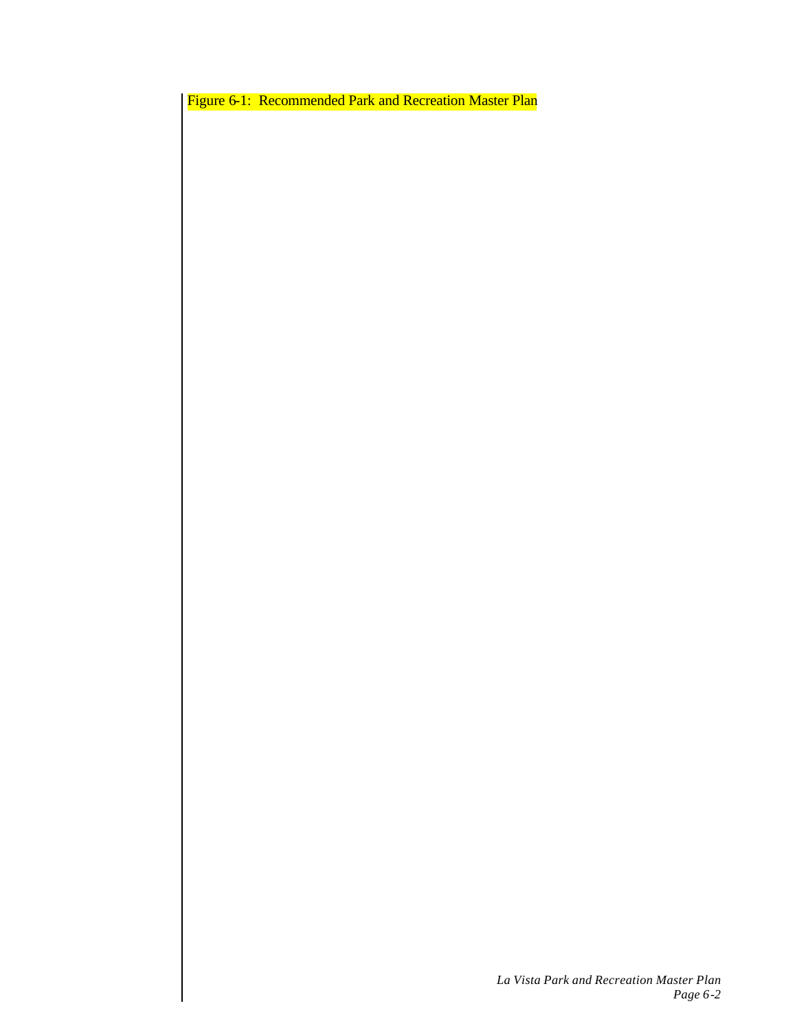Figure 6-1: Recommended Park and Recreation Master Plan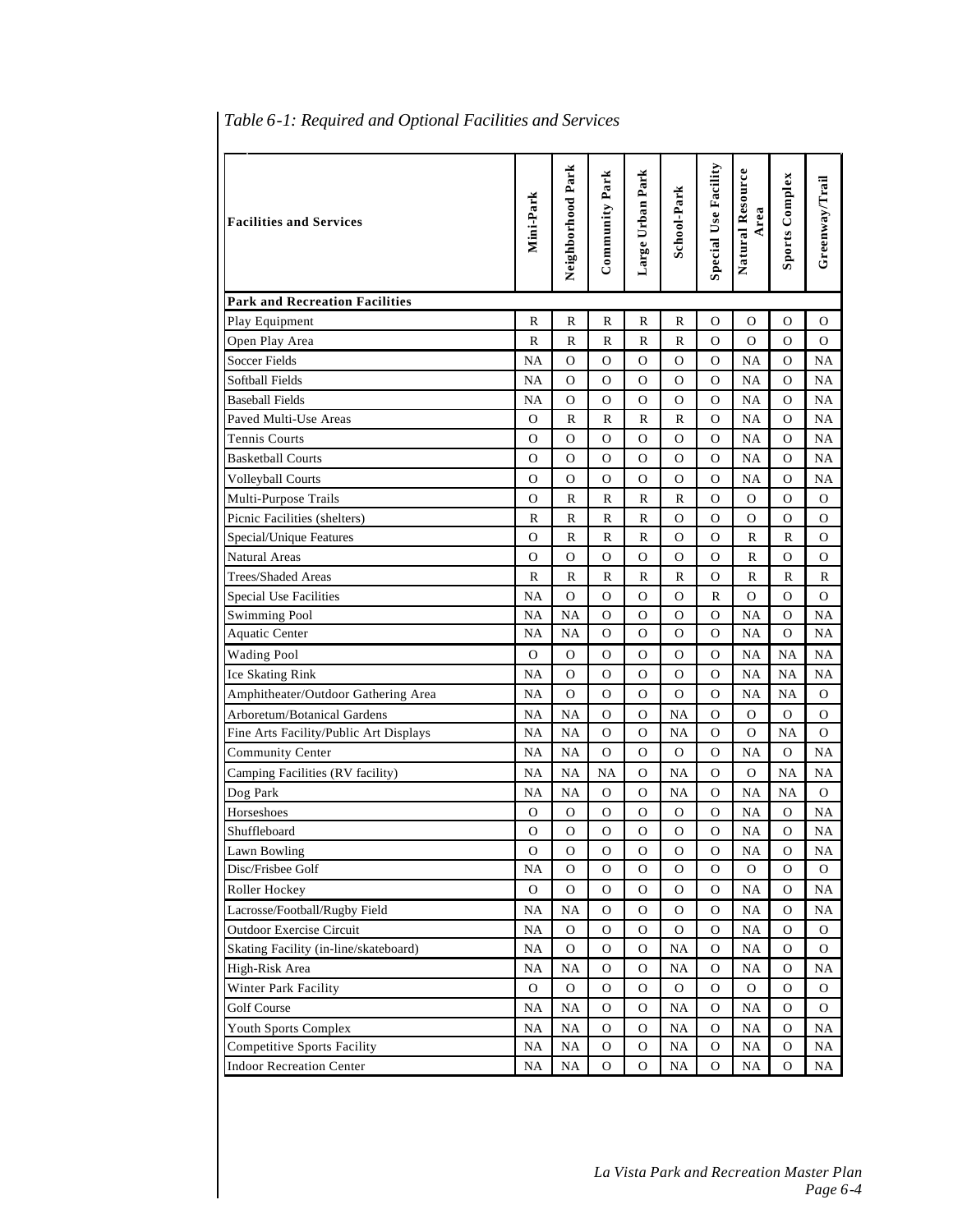*Table 6-1: Required and Optional Facilities and Services*

| Facilities and Services | Mini-Park | Neighborhood Park | Community Park | Large Urban Park | School-Park | Special Use Facility | Natural Resource Area | Sports Complex | Greenway/Trail |
|---|---|---|---|---|---|---|---|---|---|
| **Park and Recreation Facilities** | | | | | | | | | |
| Play Equipment | R | R | R | R | R | O | O | O | O |
| Open Play Area | R | R | R | R | R | O | O | O | O |
| Soccer Fields | NA | O | O | O | O | O | NA | O | NA |
| Softball Fields | NA | O | O | O | O | O | NA | O | NA |
| Baseball Fields | NA | O | O | O | O | O | NA | O | NA |
| Paved Multi-Use Areas | O | R | R | R | R | O | NA | O | NA |
| Tennis Courts | O | O | O | O | O | O | NA | O | NA |
| Basketball Courts | O | O | O | O | O | O | NA | O | NA |
| Volleyball Courts | O | O | O | O | O | O | NA | O | NA |
| Multi-Purpose Trails | O | R | R | R | R | O | O | O | O |
| Picnic Facilities (shelters) | R | R | R | R | O | O | O | O | O |
| Special/Unique Features | O | R | R | R | O | O | R | R | O |
| Natural Areas | O | O | O | O | O | O | R | O | O |
| Trees/Shaded Areas | R | R | R | R | R | O | R | R | R |
| Special Use Facilities | NA | O | O | O | O | R | O | O | O |
| Swimming Pool | NA | NA | O | O | O | O | NA | O | NA |
| Aquatic Center | NA | NA | O | O | O | O | NA | O | NA |
| Wading Pool | O | O | O | O | O | O | NA | NA | NA |
| Ice Skating Rink | NA | O | O | O | O | O | NA | NA | NA |
| Amphitheater/Outdoor Gathering Area | NA | O | O | O | O | O | NA | NA | O |
| Arboretum/Botanical Gardens | NA | NA | O | O | NA | O | O | O | O |
| Fine Arts Facility/Public Art Displays | NA | NA | O | O | NA | O | O | NA | O |
| Community Center | NA | NA | O | O | O | O | NA | O | NA |
| Camping Facilities (RV facility) | NA | NA | NA | O | NA | O | O | NA | NA |
| Dog Park | NA | NA | O | O | NA | O | NA | NA | O |
| Horseshoes | O | O | O | O | O | O | NA | O | NA |
| Shuffleboard | O | O | O | O | O | O | NA | O | NA |
| Lawn Bowling | O | O | O | O | O | O | NA | O | NA |
| Disc/Frisbee Golf | NA | O | O | O | O | O | O | O | O |
| Roller Hockey | O | O | O | O | O | O | NA | O | NA |
| Lacrosse/Football/Rugby Field | NA | NA | O | O | O | O | NA | O | NA |
| Outdoor Exercise Circuit | NA | O | O | O | O | O | NA | O | O |
| Skating Facility (in-line/skateboard) | NA | O | O | O | NA | O | NA | O | O |
| High-Risk Area | NA | NA | O | O | NA | O | NA | O | NA |
| Winter Park Facility | O | O | O | O | O | O | O | O | O |
| Golf Course | NA | NA | O | O | NA | O | NA | O | O |
| Youth Sports Complex | NA | NA | O | O | NA | O | NA | O | NA |
| Competitive Sports Facility | NA | NA | O | O | NA | O | NA | O | NA |
| Indoor Recreation Center | NA | NA | O | O | NA | O | NA | O | NA |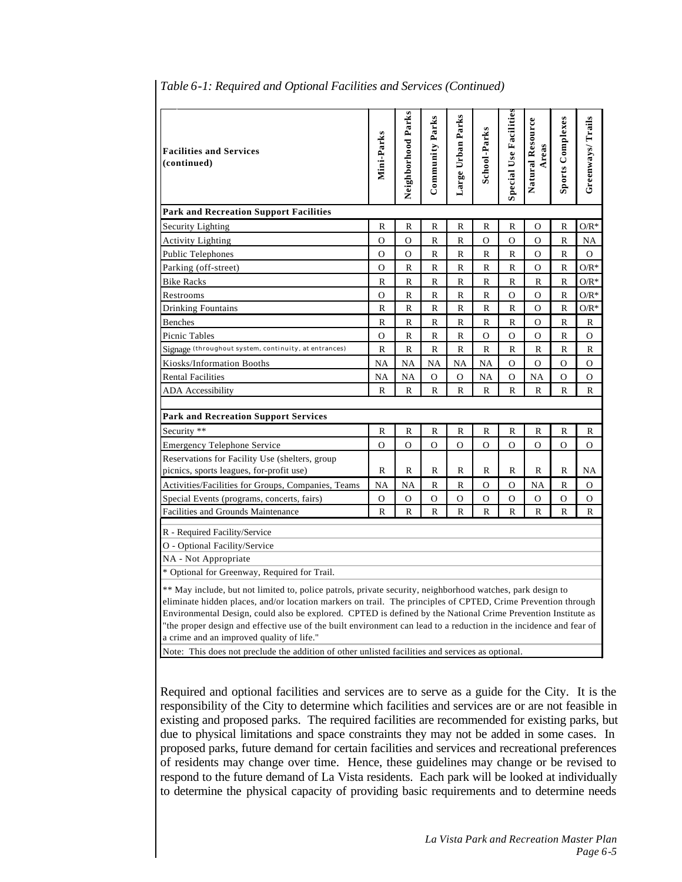*Table 6-1: Required and Optional Facilities and Services (Continued)*

| Facilities and Services (continued) | Mini-Parks | Neighborhood Parks | Community Parks | Large Urban Parks | School-Parks | Special Use Facilities | Natural Resource Areas | Sports Complexes | Greenways/ Trails |
|---|---|---|---|---|---|---|---|---|---|
| **Park and Recreation Support Facilities** | | | | | | | | | |
| Security Lighting | R | R | R | R | R | R | O | R | O/R* |
| Activity Lighting | O | O | R | R | O | O | O | R | NA |
| Public Telephones | O | O | R | R | R | R | O | R | O |
| Parking (off-street) | O | R | R | R | R | R | O | R | O/R* |
| Bike Racks | R | R | R | R | R | R | R | R | O/R* |
| Restrooms | O | R | R | R | R | O | O | R | O/R* |
| Drinking Fountains | R | R | R | R | R | R | O | R | O/R* |
| Benches | R | R | R | R | R | R | O | R | R |
| Picnic Tables | O | R | R | R | O | O | O | R | O |
| Signage (throughout system, continuity, at entrances) | R | R | R | R | R | R | R | R | R |
| Kiosks/Information Booths | NA | NA | NA | NA | NA | O | O | O | O |
| Rental Facilities | NA | NA | O | O | NA | O | NA | O | O |
| ADA Accessibility | R | R | R | R | R | R | R | R | R |
| **Park and Recreation Support Services** | | | | | | | | | |
| Security ** | R | R | R | R | R | R | R | R | R |
| Emergency Telephone Service | O | O | O | O | O | O | O | O | O |
| Reservations for Facility Use (shelters, group picnics, sports leagues, for-profit use) | R | R | R | R | R | R | R | R | NA |
| Activities/Facilities for Groups, Companies, Teams | NA | NA | R | R | O | O | NA | R | O |
| Special Events (programs, concerts, fairs) | O | O | O | O | O | O | O | O | O |
| Facilities and Grounds Maintenance | R | R | R | R | R | R | R | R | R |

R - Required Facility/Service

O - Optional Facility/Service

NA - Not Appropriate

\* Optional for Greenway, Required for Trail.

** May include, but not limited to, police patrols, private security, neighborhood watches, park design to eliminate hidden places, and/or location markers on trail. The principles of CPTED, Crime Prevention through Environmental Design, could also be explored. CPTED is defined by the National Crime Prevention Institute as "the proper design and effective use of the built environment can lead to a reduction in the incidence and fear of a crime and an improved quality of life."

Note: This does not preclude the addition of other unlisted facilities and services as optional.

Required and optional facilities and services are to serve as a guide for the City. It is the responsibility of the City to determine which facilities and services are or are not feasible in existing and proposed parks. The required facilities are recommended for existing parks, but due to physical limitations and space constraints they may not be added in some cases. In proposed parks, future demand for certain facilities and services and recreational preferences of residents may change over time. Hence, these guidelines may change or be revised to respond to the future demand of La Vista residents. Each park will be looked at individually to determine the physical capacity of providing basic requirements and to determine needs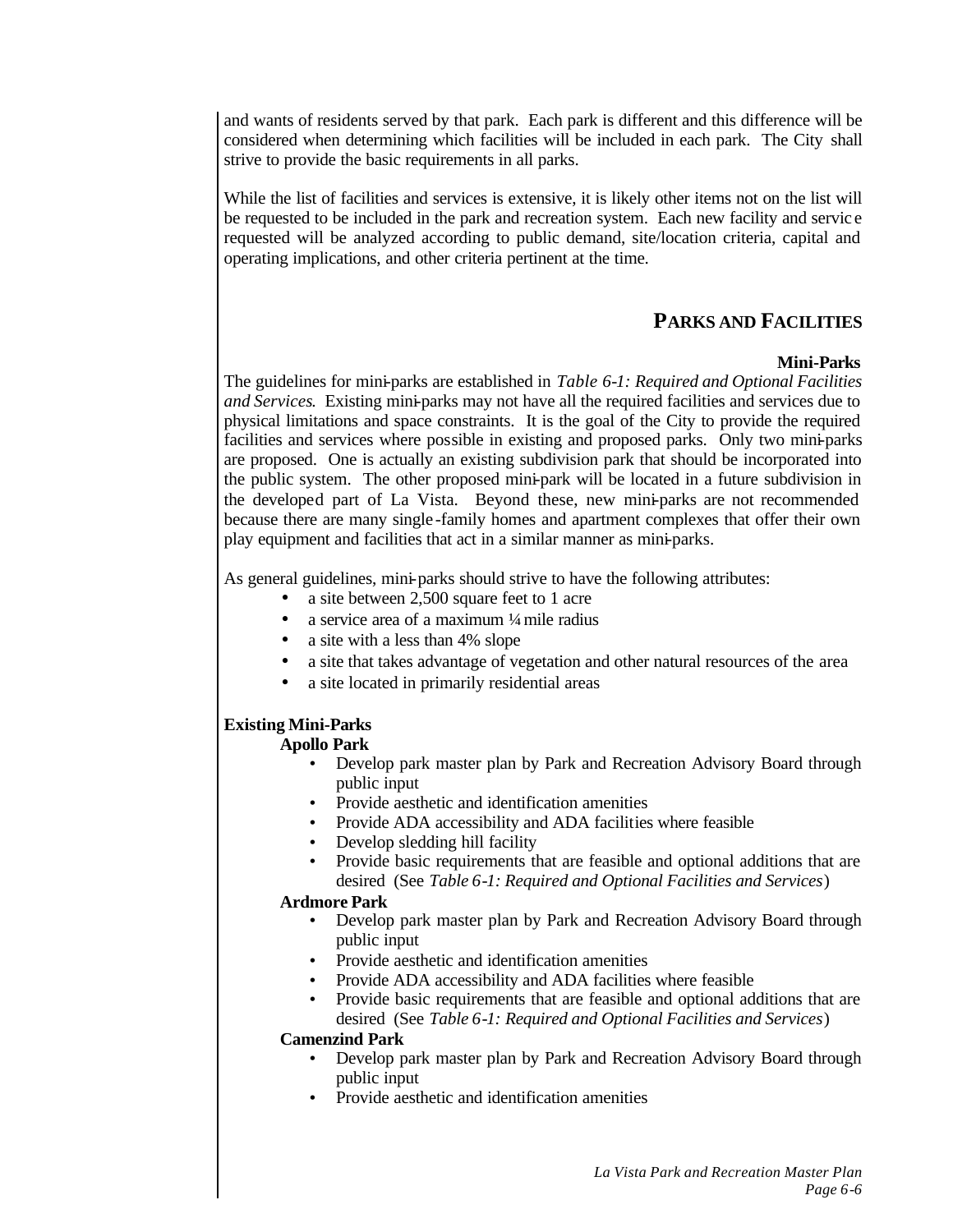and wants of residents served by that park. Each park is different and this difference will be considered when determining which facilities will be included in each park. The City shall strive to provide the basic requirements in all parks.

While the list of facilities and services is extensive, it is likely other items not on the list will be requested to be included in the park and recreation system. Each new facility and service requested will be analyzed according to public demand, site/location criteria, capital and operating implications, and other criteria pertinent at the time.

## PARKS AND FACILITIES

### Mini-Parks

The guidelines for mini-parks are established in *Table 6-1: Required and Optional Facilities and Services*. Existing mini-parks may not have all the required facilities and services due to physical limitations and space constraints. It is the goal of the City to provide the required facilities and services where possible in existing and proposed parks. Only two mini-parks are proposed. One is actually an existing subdivision park that should be incorporated into the public system. The other proposed mini-park will be located in a future subdivision in the developed part of La Vista. Beyond these, new mini-parks are not recommended because there are many single-family homes and apartment complexes that offer their own play equipment and facilities that act in a similar manner as mini-parks.

As general guidelines, mini-parks should strive to have the following attributes:

- a site between 2,500 square feet to 1 acre
- a service area of a maximum ¼ mile radius
- a site with a less than 4% slope
- a site that takes advantage of vegetation and other natural resources of the area
- a site located in primarily residential areas

**Existing Mini-Parks**

**Apollo Park**

- Develop park master plan by Park and Recreation Advisory Board through public input
- Provide aesthetic and identification amenities
- Provide ADA accessibility and ADA facilities where feasible
- Develop sledding hill facility
- Provide basic requirements that are feasible and optional additions that are desired (See *Table 6-1: Required and Optional Facilities and Services*)

**Ardmore Park**

- Develop park master plan by Park and Recreation Advisory Board through public input
- Provide aesthetic and identification amenities
- Provide ADA accessibility and ADA facilities where feasible
- Provide basic requirements that are feasible and optional additions that are desired (See *Table 6-1: Required and Optional Facilities and Services*)

**Camenzind Park**

- Develop park master plan by Park and Recreation Advisory Board through public input
- Provide aesthetic and identification amenities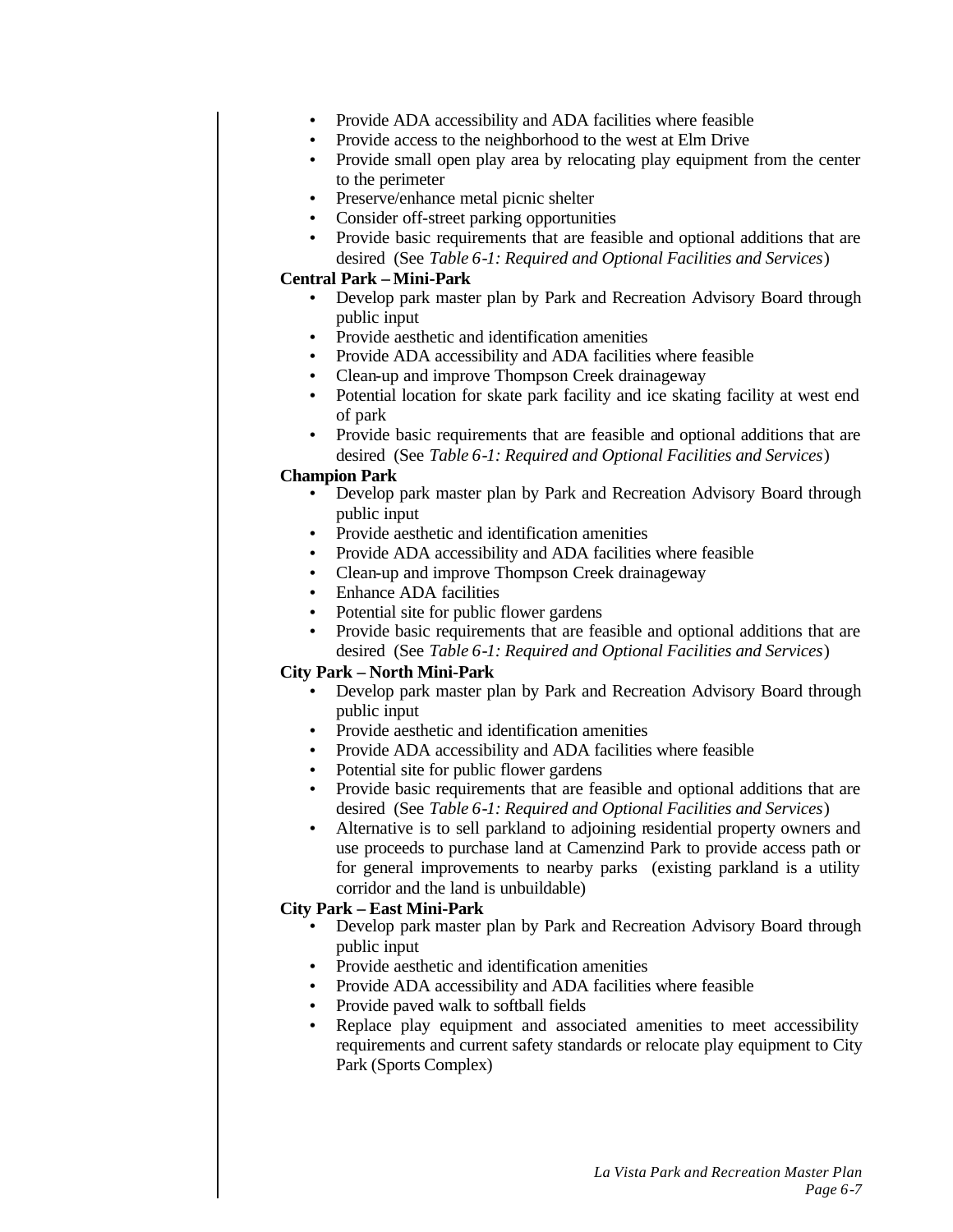- Provide ADA accessibility and ADA facilities where feasible
- Provide access to the neighborhood to the west at Elm Drive
- Provide small open play area by relocating play equipment from the center to the perimeter
- Preserve/enhance metal picnic shelter
- Consider off-street parking opportunities
- Provide basic requirements that are feasible and optional additions that are desired (See *Table 6-1: Required and Optional Facilities and Services*)

**Central Park – Mini-Park**

- Develop park master plan by Park and Recreation Advisory Board through public input
- Provide aesthetic and identification amenities
- Provide ADA accessibility and ADA facilities where feasible
- Clean-up and improve Thompson Creek drainageway
- Potential location for skate park facility and ice skating facility at west end of park
- Provide basic requirements that are feasible and optional additions that are desired (See *Table 6-1: Required and Optional Facilities and Services*)

**Champion Park**

- Develop park master plan by Park and Recreation Advisory Board through public input
- Provide aesthetic and identification amenities
- Provide ADA accessibility and ADA facilities where feasible
- Clean-up and improve Thompson Creek drainageway
- Enhance ADA facilities
- Potential site for public flower gardens
- Provide basic requirements that are feasible and optional additions that are desired (See *Table 6-1: Required and Optional Facilities and Services*)

**City Park – North Mini-Park**

- Develop park master plan by Park and Recreation Advisory Board through public input
- Provide aesthetic and identification amenities
- Provide ADA accessibility and ADA facilities where feasible
- Potential site for public flower gardens
- Provide basic requirements that are feasible and optional additions that are desired (See *Table 6-1: Required and Optional Facilities and Services*)
- Alternative is to sell parkland to adjoining residential property owners and use proceeds to purchase land at Camenzind Park to provide access path or for general improvements to nearby parks (existing parkland is a utility corridor and the land is unbuildable)

**City Park – East Mini-Park**

- Develop park master plan by Park and Recreation Advisory Board through public input
- Provide aesthetic and identification amenities
- Provide ADA accessibility and ADA facilities where feasible
- Provide paved walk to softball fields
- Replace play equipment and associated amenities to meet accessibility requirements and current safety standards or relocate play equipment to City Park (Sports Complex)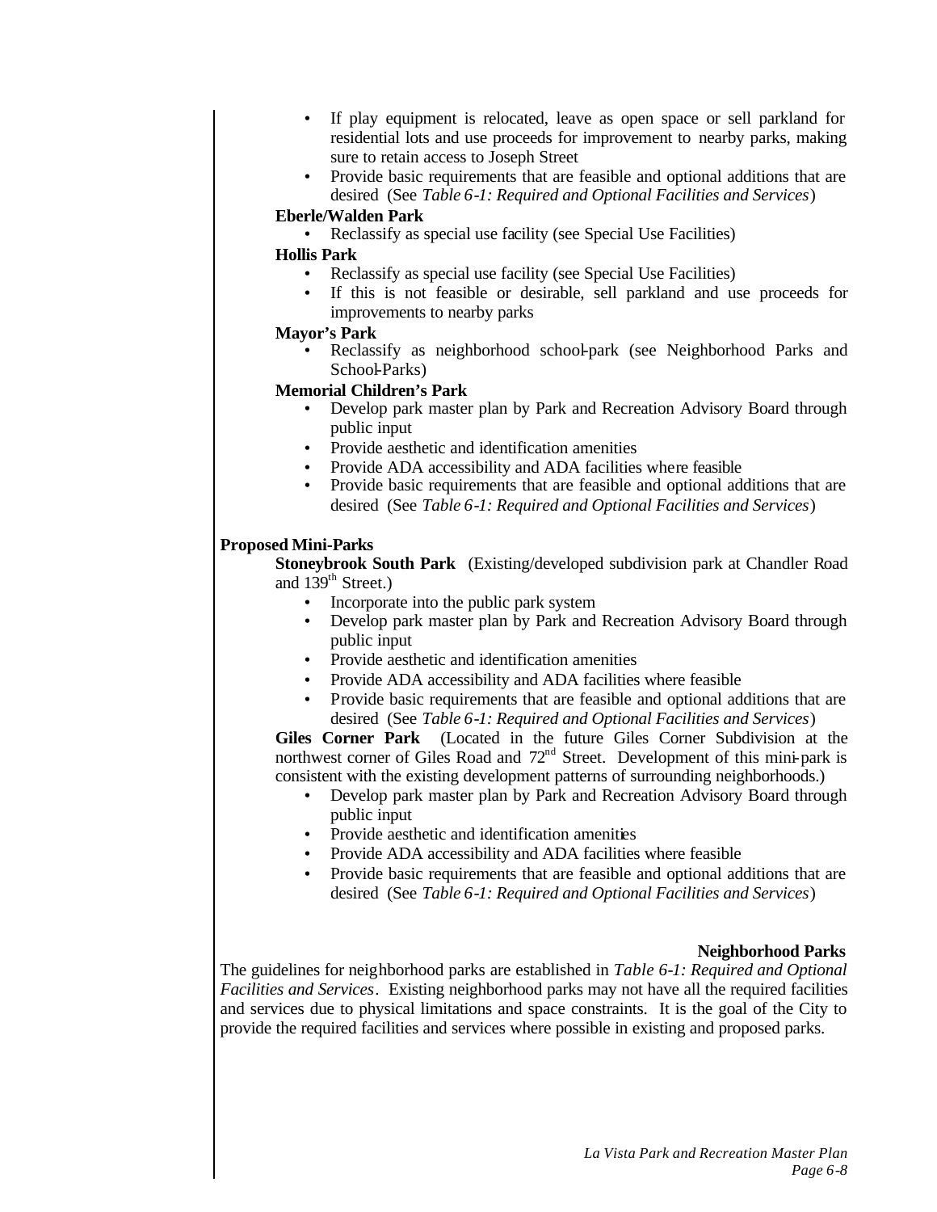- If play equipment is relocated, leave as open space or sell parkland for residential lots and use proceeds for improvement to nearby parks, making sure to retain access to Joseph Street
- Provide basic requirements that are feasible and optional additions that are desired (See *Table 6-1: Required and Optional Facilities and Services*)

**Eberle/Walden Park**

- Reclassify as special use facility (see Special Use Facilities)

**Hollis Park**

- Reclassify as special use facility (see Special Use Facilities)
- If this is not feasible or desirable, sell parkland and use proceeds for improvements to nearby parks

**Mayor's Park**

- Reclassify as neighborhood school-park (see Neighborhood Parks and School-Parks)

**Memorial Children's Park**

- Develop park master plan by Park and Recreation Advisory Board through public input
- Provide aesthetic and identification amenities
- Provide ADA accessibility and ADA facilities where feasible
- Provide basic requirements that are feasible and optional additions that are desired (See *Table 6-1: Required and Optional Facilities and Services*)

**Proposed Mini-Parks**

**Stoneybrook South Park** (Existing/developed subdivision park at Chandler Road and 139th Street.)

- Incorporate into the public park system
- Develop park master plan by Park and Recreation Advisory Board through public input
- Provide aesthetic and identification amenities
- Provide ADA accessibility and ADA facilities where feasible
- Provide basic requirements that are feasible and optional additions that are desired (See *Table 6-1: Required and Optional Facilities and Services*)

**Giles Corner Park** (Located in the future Giles Corner Subdivision at the northwest corner of Giles Road and 72nd Street. Development of this mini-park is consistent with the existing development patterns of surrounding neighborhoods.)

- Develop park master plan by Park and Recreation Advisory Board through public input
- Provide aesthetic and identification amenities
- Provide ADA accessibility and ADA facilities where feasible
- Provide basic requirements that are feasible and optional additions that are desired (See *Table 6-1: Required and Optional Facilities and Services*)

## Neighborhood Parks

The guidelines for neighborhood parks are established in *Table 6-1: Required and Optional Facilities and Services*. Existing neighborhood parks may not have all the required facilities and services due to physical limitations and space constraints. It is the goal of the City to provide the required facilities and services where possible in existing and proposed parks.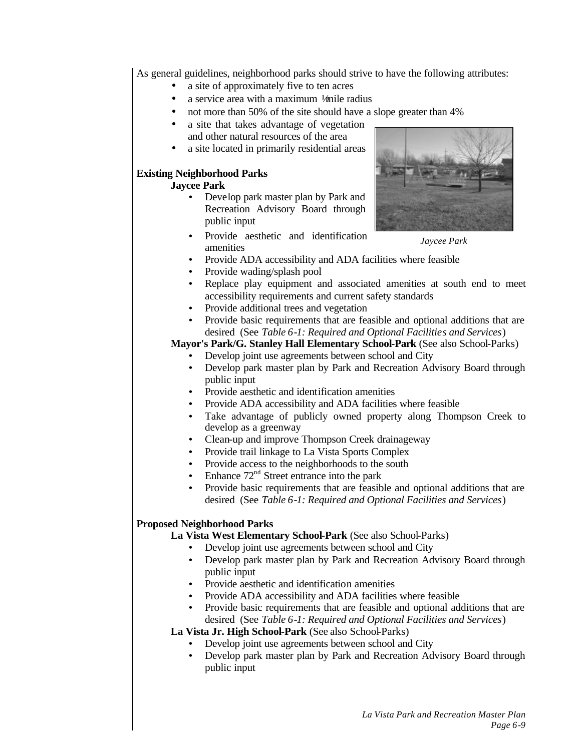As general guidelines, neighborhood parks should strive to have the following attributes:

- a site of approximately five to ten acres
- a service area with a maximum ½ mile radius
- not more than 50% of the site should have a slope greater than 4%
- a site that takes advantage of vegetation and other natural resources of the area
- a site located in primarily residential areas

*Jaycee Park*

**Existing Neighborhood Parks**

**Jaycee Park**

- Develop park master plan by Park and Recreation Advisory Board through public input
- Provide aesthetic and identification amenities
- Provide ADA accessibility and ADA facilities where feasible
- Provide wading/splash pool
- Replace play equipment and associated amenities at south end to meet accessibility requirements and current safety standards
- Provide additional trees and vegetation
- Provide basic requirements that are feasible and optional additions that are desired (See *Table 6-1: Required and Optional Facilities and Services*)

**Mayor's Park/G. Stanley Hall Elementary School-Park** (See also School-Parks)

- Develop joint use agreements between school and City
- Develop park master plan by Park and Recreation Advisory Board through public input
- Provide aesthetic and identification amenities
- Provide ADA accessibility and ADA facilities where feasible
- Take advantage of publicly owned property along Thompson Creek to develop as a greenway
- Clean-up and improve Thompson Creek drainageway
- Provide trail linkage to La Vista Sports Complex
- Provide access to the neighborhoods to the south
- Enhance 72nd Street entrance into the park
- Provide basic requirements that are feasible and optional additions that are desired (See *Table 6-1: Required and Optional Facilities and Services*)

**Proposed Neighborhood Parks**

**La Vista West Elementary School-Park** (See also School-Parks)

- Develop joint use agreements between school and City
- Develop park master plan by Park and Recreation Advisory Board through public input
- Provide aesthetic and identification amenities
- Provide ADA accessibility and ADA facilities where feasible
- Provide basic requirements that are feasible and optional additions that are desired (See *Table 6-1: Required and Optional Facilities and Services*)

**La Vista Jr. High School-Park** (See also School-Parks)

- Develop joint use agreements between school and City
- Develop park master plan by Park and Recreation Advisory Board through public input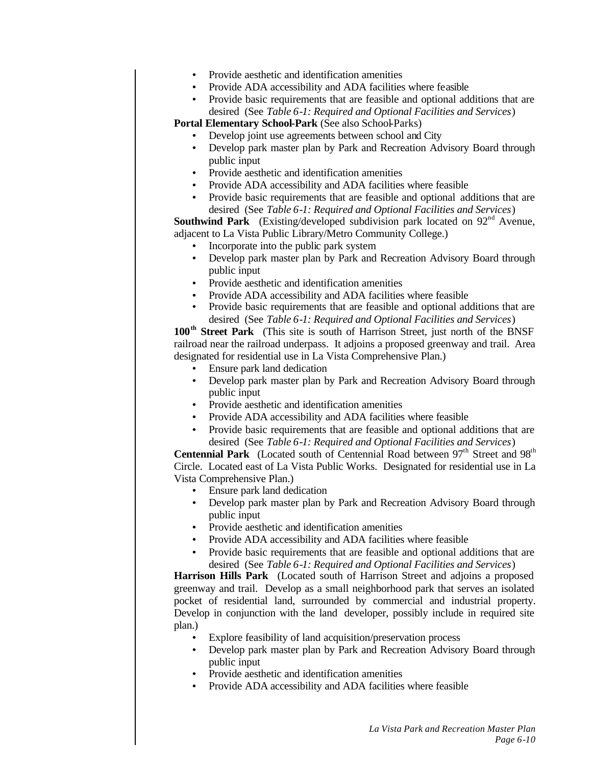- Provide aesthetic and identification amenities
- Provide ADA accessibility and ADA facilities where feasible
- Provide basic requirements that are feasible and optional additions that are desired (See *Table 6-1: Required and Optional Facilities and Services*)

**Portal Elementary School-Park** (See also School-Parks)

- Develop joint use agreements between school and City
- Develop park master plan by Park and Recreation Advisory Board through public input
- Provide aesthetic and identification amenities
- Provide ADA accessibility and ADA facilities where feasible
- Provide basic requirements that are feasible and optional additions that are desired (See *Table 6-1: Required and Optional Facilities and Services*)

**Southwind Park** (Existing/developed subdivision park located on 92nd Avenue, adjacent to La Vista Public Library/Metro Community College.)

- Incorporate into the public park system
- Develop park master plan by Park and Recreation Advisory Board through public input
- Provide aesthetic and identification amenities
- Provide ADA accessibility and ADA facilities where feasible
- Provide basic requirements that are feasible and optional additions that are desired (See *Table 6-1: Required and Optional Facilities and Services*)

**100th Street Park** (This site is south of Harrison Street, just north of the BNSF railroad near the railroad underpass. It adjoins a proposed greenway and trail. Area designated for residential use in La Vista Comprehensive Plan.)

- Ensure park land dedication
- Develop park master plan by Park and Recreation Advisory Board through public input
- Provide aesthetic and identification amenities
- Provide ADA accessibility and ADA facilities where feasible
- Provide basic requirements that are feasible and optional additions that are desired (See *Table 6-1: Required and Optional Facilities and Services*)

**Centennial Park** (Located south of Centennial Road between 97th Street and 98th Circle. Located east of La Vista Public Works. Designated for residential use in La Vista Comprehensive Plan.)

- Ensure park land dedication
- Develop park master plan by Park and Recreation Advisory Board through public input
- Provide aesthetic and identification amenities
- Provide ADA accessibility and ADA facilities where feasible
- Provide basic requirements that are feasible and optional additions that are desired (See *Table 6-1: Required and Optional Facilities and Services*)

**Harrison Hills Park** (Located south of Harrison Street and adjoins a proposed greenway and trail. Develop as a small neighborhood park that serves an isolated pocket of residential land, surrounded by commercial and industrial property. Develop in conjunction with the land developer, possibly include in required site plan.)

- Explore feasibility of land acquisition/preservation process
- Develop park master plan by Park and Recreation Advisory Board through public input
- Provide aesthetic and identification amenities
- Provide ADA accessibility and ADA facilities where feasible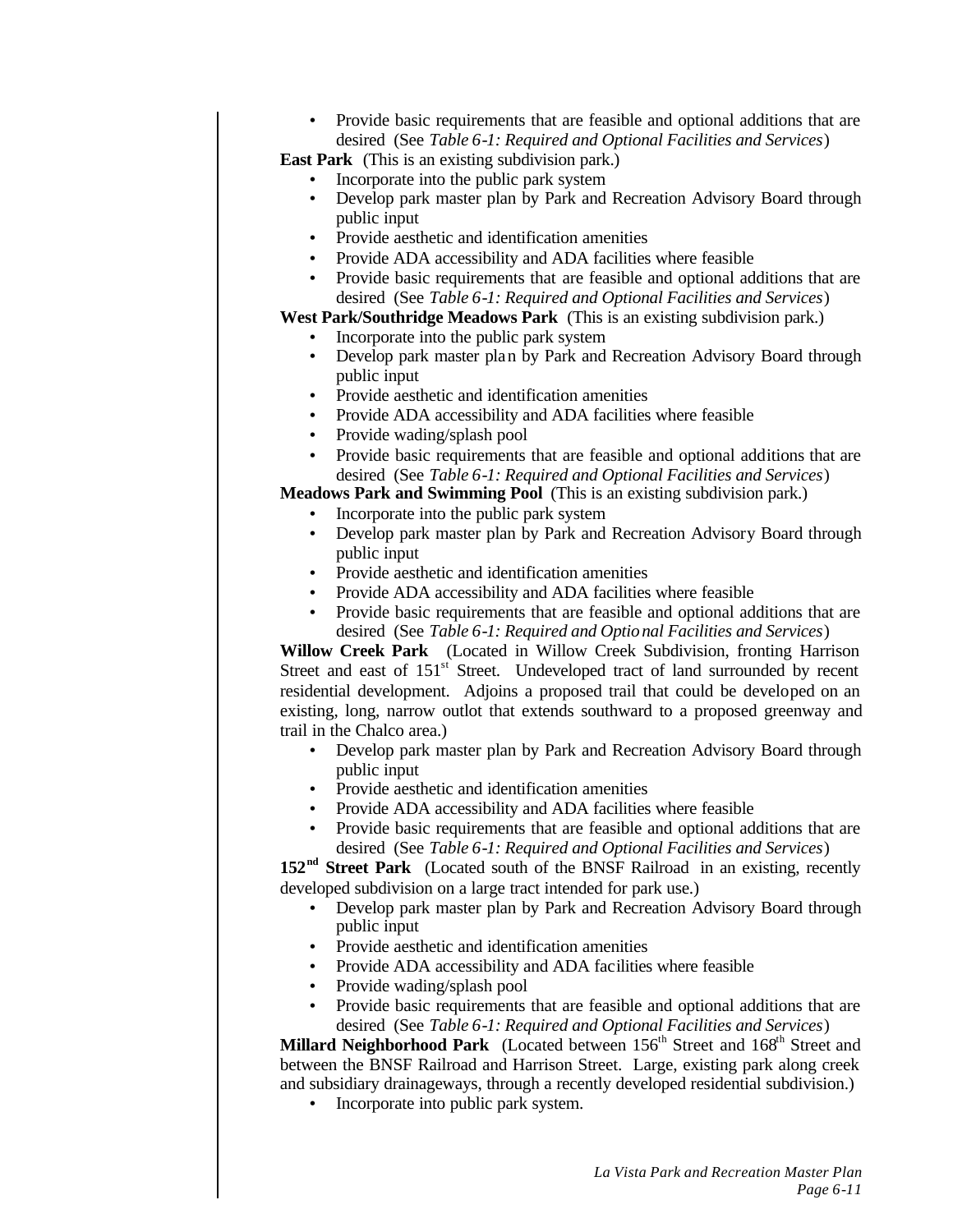- Provide basic requirements that are feasible and optional additions that are desired (See *Table 6-1: Required and Optional Facilities and Services*)

**East Park** (This is an existing subdivision park.)

- Incorporate into the public park system
- Develop park master plan by Park and Recreation Advisory Board through public input
- Provide aesthetic and identification amenities
- Provide ADA accessibility and ADA facilities where feasible
- Provide basic requirements that are feasible and optional additions that are desired (See *Table 6-1: Required and Optional Facilities and Services*)

**West Park/Southridge Meadows Park** (This is an existing subdivision park.)

- Incorporate into the public park system
- Develop park master plan by Park and Recreation Advisory Board through public input
- Provide aesthetic and identification amenities
- Provide ADA accessibility and ADA facilities where feasible
- Provide wading/splash pool
- Provide basic requirements that are feasible and optional additions that are desired (See *Table 6-1: Required and Optional Facilities and Services*)

**Meadows Park and Swimming Pool** (This is an existing subdivision park.)

- Incorporate into the public park system
- Develop park master plan by Park and Recreation Advisory Board through public input
- Provide aesthetic and identification amenities
- Provide ADA accessibility and ADA facilities where feasible
- Provide basic requirements that are feasible and optional additions that are desired (See *Table 6-1: Required and Optional Facilities and Services*)

**Willow Creek Park** (Located in Willow Creek Subdivision, fronting Harrison Street and east of 151st Street. Undeveloped tract of land surrounded by recent residential development. Adjoins a proposed trail that could be developed on an existing, long, narrow outlot that extends southward to a proposed greenway and trail in the Chalco area.)

- Develop park master plan by Park and Recreation Advisory Board through public input
- Provide aesthetic and identification amenities
- Provide ADA accessibility and ADA facilities where feasible
- Provide basic requirements that are feasible and optional additions that are desired (See *Table 6-1: Required and Optional Facilities and Services*)

**152nd Street Park** (Located south of the BNSF Railroad in an existing, recently developed subdivision on a large tract intended for park use.)

- Develop park master plan by Park and Recreation Advisory Board through public input
- Provide aesthetic and identification amenities
- Provide ADA accessibility and ADA facilities where feasible
- Provide wading/splash pool
- Provide basic requirements that are feasible and optional additions that are desired (See *Table 6-1: Required and Optional Facilities and Services*)

**Millard Neighborhood Park** (Located between 156th Street and 168th Street and between the BNSF Railroad and Harrison Street. Large, existing park along creek and subsidiary drainageways, through a recently developed residential subdivision.)

- Incorporate into public park system.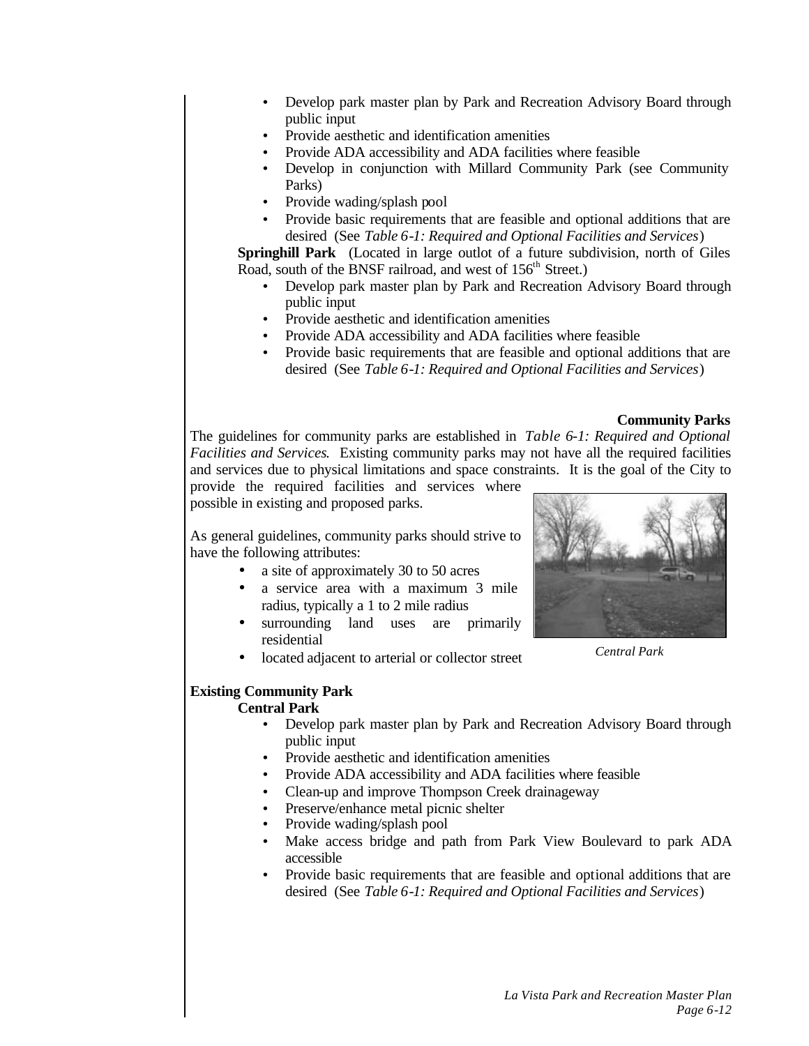- Develop park master plan by Park and Recreation Advisory Board through public input
- Provide aesthetic and identification amenities
- Provide ADA accessibility and ADA facilities where feasible
- Develop in conjunction with Millard Community Park (see Community Parks)
- Provide wading/splash pool
- Provide basic requirements that are feasible and optional additions that are desired (See *Table 6-1: Required and Optional Facilities and Services*)

**Springhill Park** (Located in large outlot of a future subdivision, north of Giles Road, south of the BNSF railroad, and west of 156th Street.)

- Develop park master plan by Park and Recreation Advisory Board through public input
- Provide aesthetic and identification amenities
- Provide ADA accessibility and ADA facilities where feasible
- Provide basic requirements that are feasible and optional additions that are desired (See *Table 6-1: Required and Optional Facilities and Services*)

## Community Parks

The guidelines for community parks are established in *Table 6-1: Required and Optional Facilities and Services*. Existing community parks may not have all the required facilities and services due to physical limitations and space constraints. It is the goal of the City to provide the required facilities and services where possible in existing and proposed parks.

As general guidelines, community parks should strive to have the following attributes:

- a site of approximately 30 to 50 acres
- a service area with a maximum 3 mile radius, typically a 1 to 2 mile radius
- surrounding land uses are primarily residential
- located adjacent to arterial or collector street

*Central Park*

### Existing Community Park

**Central Park**

- Develop park master plan by Park and Recreation Advisory Board through public input
- Provide aesthetic and identification amenities
- Provide ADA accessibility and ADA facilities where feasible
- Clean-up and improve Thompson Creek drainageway
- Preserve/enhance metal picnic shelter
- Provide wading/splash pool
- Make access bridge and path from Park View Boulevard to park ADA accessible
- Provide basic requirements that are feasible and optional additions that are desired (See *Table 6-1: Required and Optional Facilities and Services*)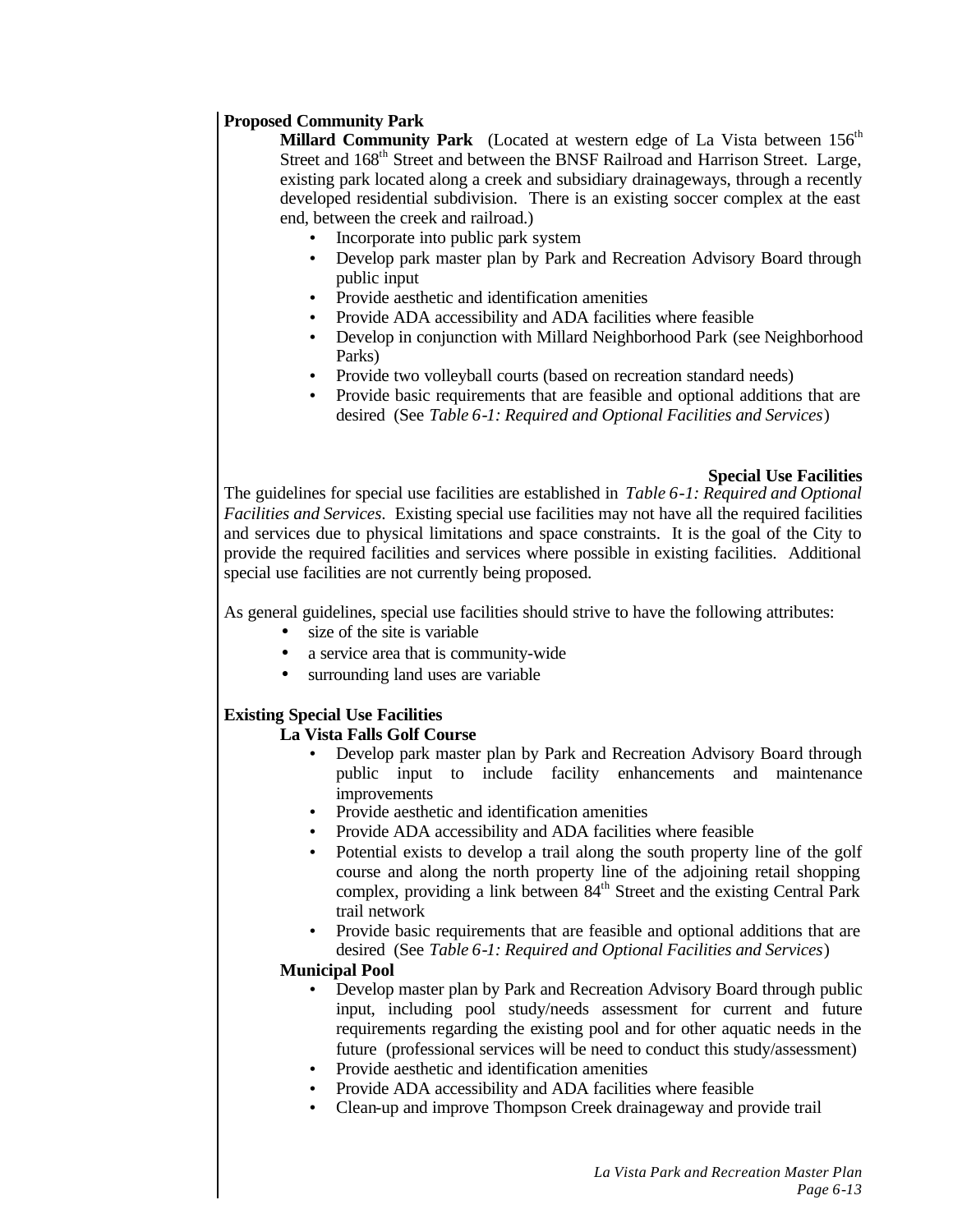**Proposed Community Park**

**Millard Community Park** (Located at western edge of La Vista between 156th Street and 168th Street and between the BNSF Railroad and Harrison Street. Large, existing park located along a creek and subsidiary drainageways, through a recently developed residential subdivision. There is an existing soccer complex at the east end, between the creek and railroad.)

- Incorporate into public park system
- Develop park master plan by Park and Recreation Advisory Board through public input
- Provide aesthetic and identification amenities
- Provide ADA accessibility and ADA facilities where feasible
- Develop in conjunction with Millard Neighborhood Park (see Neighborhood Parks)
- Provide two volleyball courts (based on recreation standard needs)
- Provide basic requirements that are feasible and optional additions that are desired (See *Table 6-1: Required and Optional Facilities and Services*)

## Special Use Facilities

The guidelines for special use facilities are established in *Table 6-1: Required and Optional Facilities and Services*. Existing special use facilities may not have all the required facilities and services due to physical limitations and space constraints. It is the goal of the City to provide the required facilities and services where possible in existing facilities. Additional special use facilities are not currently being proposed.

As general guidelines, special use facilities should strive to have the following attributes:

- size of the site is variable
- a service area that is community-wide
- surrounding land uses are variable

**Existing Special Use Facilities**

**La Vista Falls Golf Course**

- Develop park master plan by Park and Recreation Advisory Board through public input to include facility enhancements and maintenance improvements
- Provide aesthetic and identification amenities
- Provide ADA accessibility and ADA facilities where feasible
- Potential exists to develop a trail along the south property line of the golf course and along the north property line of the adjoining retail shopping complex, providing a link between 84th Street and the existing Central Park trail network
- Provide basic requirements that are feasible and optional additions that are desired (See *Table 6-1: Required and Optional Facilities and Services*)

**Municipal Pool**

- Develop master plan by Park and Recreation Advisory Board through public input, including pool study/needs assessment for current and future requirements regarding the existing pool and for other aquatic needs in the future (professional services will be need to conduct this study/assessment)
- Provide aesthetic and identification amenities
- Provide ADA accessibility and ADA facilities where feasible
- Clean-up and improve Thompson Creek drainageway and provide trail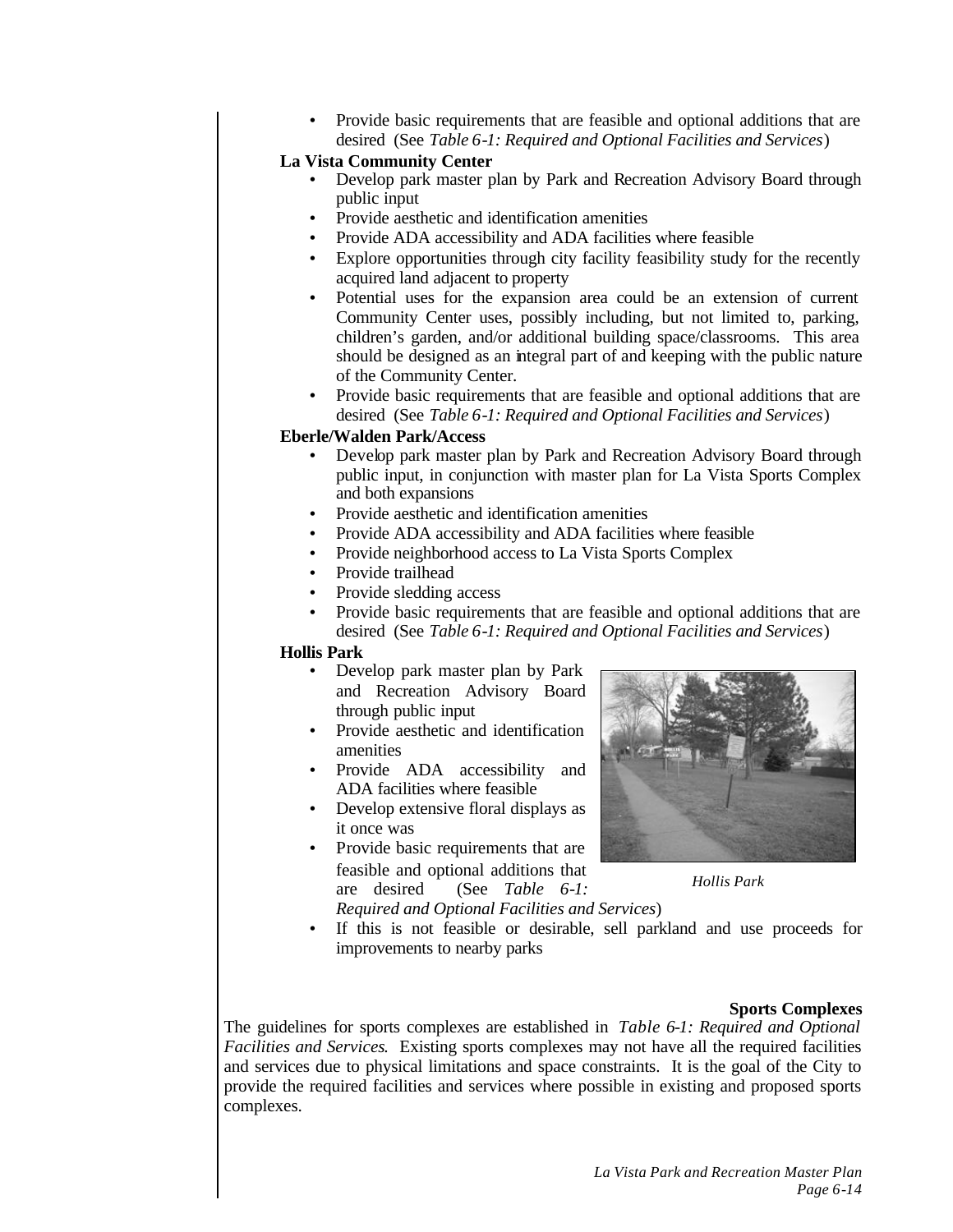- Provide basic requirements that are feasible and optional additions that are desired (See *Table 6-1: Required and Optional Facilities and Services*)

**La Vista Community Center**

- Develop park master plan by Park and Recreation Advisory Board through public input
- Provide aesthetic and identification amenities
- Provide ADA accessibility and ADA facilities where feasible
- Explore opportunities through city facility feasibility study for the recently acquired land adjacent to property
- Potential uses for the expansion area could be an extension of current Community Center uses, possibly including, but not limited to, parking, children's garden, and/or additional building space/classrooms. This area should be designed as an integral part of and keeping with the public nature of the Community Center.
- Provide basic requirements that are feasible and optional additions that are desired (See *Table 6-1: Required and Optional Facilities and Services*)

**Eberle/Walden Park/Access**

- Develop park master plan by Park and Recreation Advisory Board through public input, in conjunction with master plan for La Vista Sports Complex and both expansions
- Provide aesthetic and identification amenities
- Provide ADA accessibility and ADA facilities where feasible
- Provide neighborhood access to La Vista Sports Complex
- Provide trailhead
- Provide sledding access
- Provide basic requirements that are feasible and optional additions that are desired (See *Table 6-1: Required and Optional Facilities and Services*)

**Hollis Park**

- Develop park master plan by Park and Recreation Advisory Board through public input
- Provide aesthetic and identification amenities
- Provide ADA accessibility and ADA facilities where feasible
- Develop extensive floral displays as it once was
- Provide basic requirements that are feasible and optional additions that are desired (See *Table 6-1: Required and Optional Facilities and Services*)
- If this is not feasible or desirable, sell parkland and use proceeds for improvements to nearby parks

*Hollis Park*

**Sports Complexes**

The guidelines for sports complexes are established in *Table 6-1: Required and Optional Facilities and Services*. Existing sports complexes may not have all the required facilities and services due to physical limitations and space constraints. It is the goal of the City to provide the required facilities and services where possible in existing and proposed sports complexes.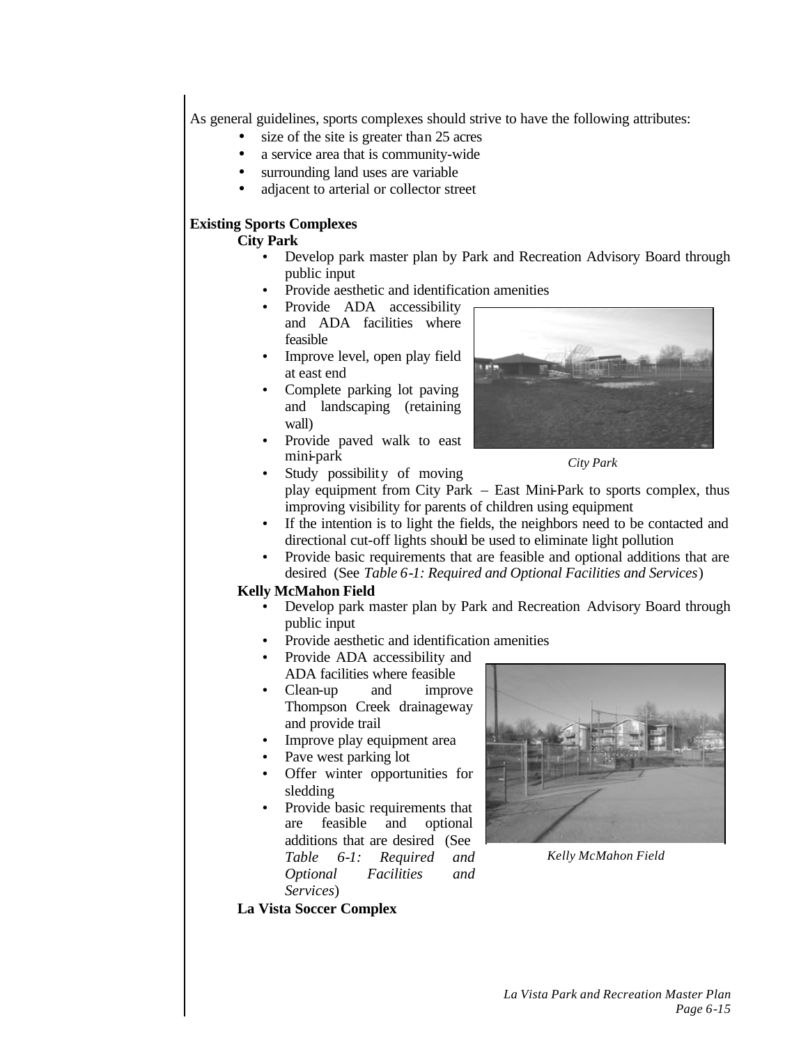As general guidelines, sports complexes should strive to have the following attributes:

- size of the site is greater than 25 acres
- a service area that is community-wide
- surrounding land uses are variable
- adjacent to arterial or collector street

**Existing Sports Complexes**

**City Park**

- Develop park master plan by Park and Recreation Advisory Board through public input
- Provide aesthetic and identification amenities
- Provide ADA accessibility and ADA facilities where feasible
- Improve level, open play field at east end
- Complete parking lot paving and landscaping (retaining wall)
- Provide paved walk to east mini-park
- Study possibility of moving play equipment from City Park – East Mini-Park to sports complex, thus improving visibility for parents of children using equipment
- If the intention is to light the fields, the neighbors need to be contacted and directional cut-off lights should be used to eliminate light pollution
- Provide basic requirements that are feasible and optional additions that are desired (See *Table 6-1: Required and Optional Facilities and Services*)

*City Park*

**Kelly McMahon Field**

- Develop park master plan by Park and Recreation Advisory Board through public input
- Provide aesthetic and identification amenities
- Provide ADA accessibility and ADA facilities where feasible
- Clean-up and improve Thompson Creek drainageway and provide trail
- Improve play equipment area
- Pave west parking lot
- Offer winter opportunities for sledding
- Provide basic requirements that are feasible and optional additions that are desired (See *Table 6-1: Required and Optional Facilities and Services*)

*Kelly McMahon Field*

**La Vista Soccer Complex**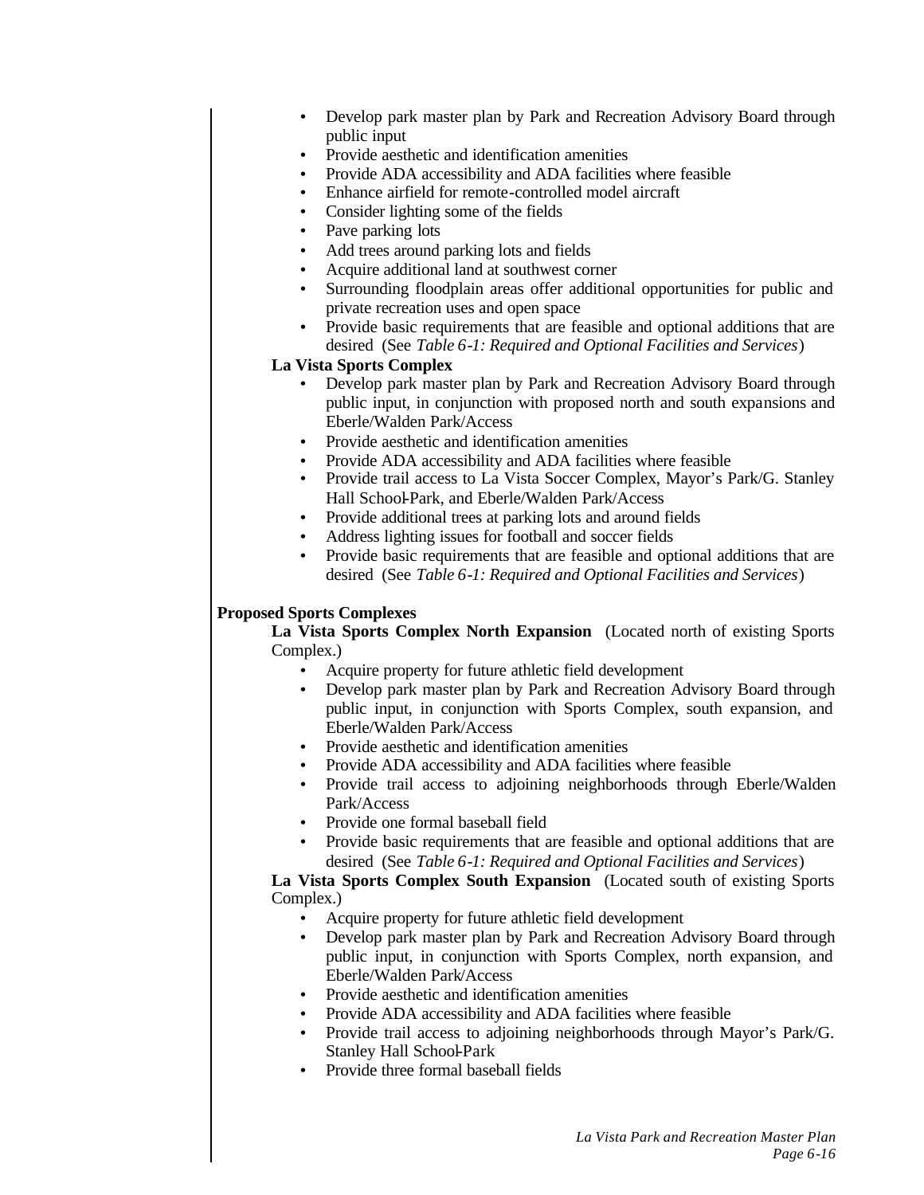- Develop park master plan by Park and Recreation Advisory Board through public input
- Provide aesthetic and identification amenities
- Provide ADA accessibility and ADA facilities where feasible
- Enhance airfield for remote-controlled model aircraft
- Consider lighting some of the fields
- Pave parking lots
- Add trees around parking lots and fields
- Acquire additional land at southwest corner
- Surrounding floodplain areas offer additional opportunities for public and private recreation uses and open space
- Provide basic requirements that are feasible and optional additions that are desired (See *Table 6-1: Required and Optional Facilities and Services*)

**La Vista Sports Complex**

- Develop park master plan by Park and Recreation Advisory Board through public input, in conjunction with proposed north and south expansions and Eberle/Walden Park/Access
- Provide aesthetic and identification amenities
- Provide ADA accessibility and ADA facilities where feasible
- Provide trail access to La Vista Soccer Complex, Mayor's Park/G. Stanley Hall School-Park, and Eberle/Walden Park/Access
- Provide additional trees at parking lots and around fields
- Address lighting issues for football and soccer fields
- Provide basic requirements that are feasible and optional additions that are desired (See *Table 6-1: Required and Optional Facilities and Services*)

**Proposed Sports Complexes**

**La Vista Sports Complex North Expansion** (Located north of existing Sports Complex.)

- Acquire property for future athletic field development
- Develop park master plan by Park and Recreation Advisory Board through public input, in conjunction with Sports Complex, south expansion, and Eberle/Walden Park/Access
- Provide aesthetic and identification amenities
- Provide ADA accessibility and ADA facilities where feasible
- Provide trail access to adjoining neighborhoods through Eberle/Walden Park/Access
- Provide one formal baseball field
- Provide basic requirements that are feasible and optional additions that are desired (See *Table 6-1: Required and Optional Facilities and Services*)

**La Vista Sports Complex South Expansion** (Located south of existing Sports Complex.)

- Acquire property for future athletic field development
- Develop park master plan by Park and Recreation Advisory Board through public input, in conjunction with Sports Complex, north expansion, and Eberle/Walden Park/Access
- Provide aesthetic and identification amenities
- Provide ADA accessibility and ADA facilities where feasible
- Provide trail access to adjoining neighborhoods through Mayor's Park/G. Stanley Hall School-Park
- Provide three formal baseball fields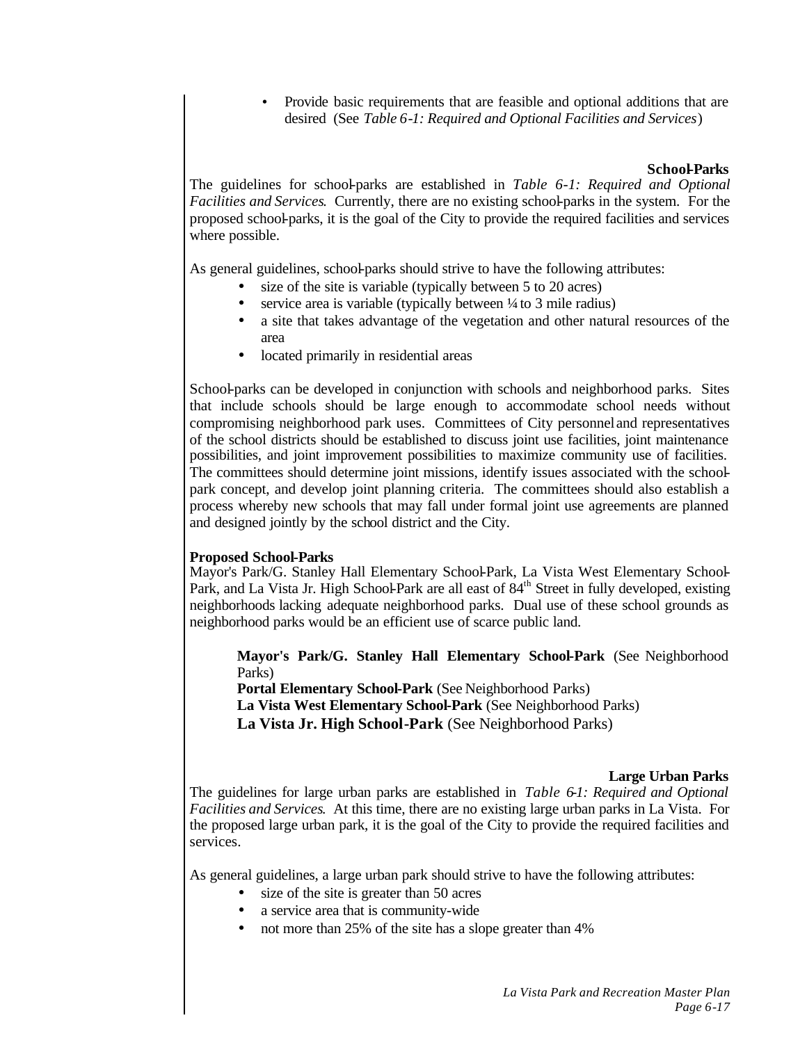- Provide basic requirements that are feasible and optional additions that are desired (See *Table 6-1: Required and Optional Facilities and Services*)

### School-Parks

The guidelines for school-parks are established in *Table 6-1: Required and Optional Facilities and Services*. Currently, there are no existing school-parks in the system. For the proposed school-parks, it is the goal of the City to provide the required facilities and services where possible.

As general guidelines, school-parks should strive to have the following attributes:

- size of the site is variable (typically between 5 to 20 acres)
- service area is variable (typically between ¼ to 3 mile radius)
- a site that takes advantage of the vegetation and other natural resources of the area
- located primarily in residential areas

School-parks can be developed in conjunction with schools and neighborhood parks. Sites that include schools should be large enough to accommodate school needs without compromising neighborhood park uses. Committees of City personnel and representatives of the school districts should be established to discuss joint use facilities, joint maintenance possibilities, and joint improvement possibilities to maximize community use of facilities. The committees should determine joint missions, identify issues associated with the school-park concept, and develop joint planning criteria. The committees should also establish a process whereby new schools that may fall under formal joint use agreements are planned and designed jointly by the school district and the City.

**Proposed School-Parks**

Mayor's Park/G. Stanley Hall Elementary School-Park, La Vista West Elementary School-Park, and La Vista Jr. High School-Park are all east of 84th Street in fully developed, existing neighborhoods lacking adequate neighborhood parks. Dual use of these school grounds as neighborhood parks would be an efficient use of scarce public land.

**Mayor's Park/G. Stanley Hall Elementary School-Park** (See Neighborhood Parks)
**Portal Elementary School-Park** (See Neighborhood Parks)
**La Vista West Elementary School-Park** (See Neighborhood Parks)
**La Vista Jr. High School-Park** (See Neighborhood Parks)

### Large Urban Parks

The guidelines for large urban parks are established in *Table 6-1: Required and Optional Facilities and Services*. At this time, there are no existing large urban parks in La Vista. For the proposed large urban park, it is the goal of the City to provide the required facilities and services.

As general guidelines, a large urban park should strive to have the following attributes:

- size of the site is greater than 50 acres
- a service area that is community-wide
- not more than 25% of the site has a slope greater than 4%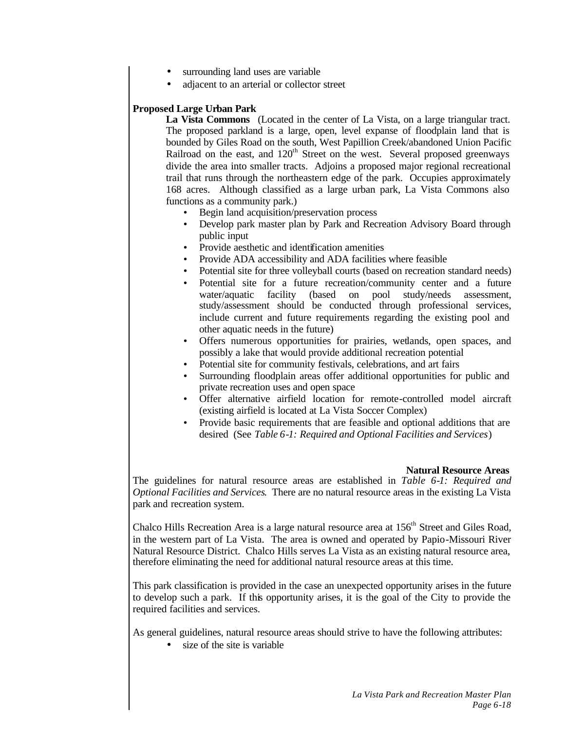- surrounding land uses are variable
- adjacent to an arterial or collector street

**Proposed Large Urban Park**

**La Vista Commons** (Located in the center of La Vista, on a large triangular tract. The proposed parkland is a large, open, level expanse of floodplain land that is bounded by Giles Road on the south, West Papillion Creek/abandoned Union Pacific Railroad on the east, and 120th Street on the west. Several proposed greenways divide the area into smaller tracts. Adjoins a proposed major regional recreational trail that runs through the northeastern edge of the park. Occupies approximately 168 acres. Although classified as a large urban park, La Vista Commons also functions as a community park.)

- Begin land acquisition/preservation process
- Develop park master plan by Park and Recreation Advisory Board through public input
- Provide aesthetic and identification amenities
- Provide ADA accessibility and ADA facilities where feasible
- Potential site for three volleyball courts (based on recreation standard needs)
- Potential site for a future recreation/community center and a future water/aquatic facility (based on pool study/needs assessment, study/assessment should be conducted through professional services, include current and future requirements regarding the existing pool and other aquatic needs in the future)
- Offers numerous opportunities for prairies, wetlands, open spaces, and possibly a lake that would provide additional recreation potential
- Potential site for community festivals, celebrations, and art fairs
- Surrounding floodplain areas offer additional opportunities for public and private recreation uses and open space
- Offer alternative airfield location for remote-controlled model aircraft (existing airfield is located at La Vista Soccer Complex)
- Provide basic requirements that are feasible and optional additions that are desired (See *Table 6-1: Required and Optional Facilities and Services*)

### Natural Resource Areas

The guidelines for natural resource areas are established in *Table 6-1: Required and Optional Facilities and Services*. There are no natural resource areas in the existing La Vista park and recreation system.

Chalco Hills Recreation Area is a large natural resource area at 156th Street and Giles Road, in the western part of La Vista. The area is owned and operated by Papio-Missouri River Natural Resource District. Chalco Hills serves La Vista as an existing natural resource area, therefore eliminating the need for additional natural resource areas at this time.

This park classification is provided in the case an unexpected opportunity arises in the future to develop such a park. If this opportunity arises, it is the goal of the City to provide the required facilities and services.

As general guidelines, natural resource areas should strive to have the following attributes:

- size of the site is variable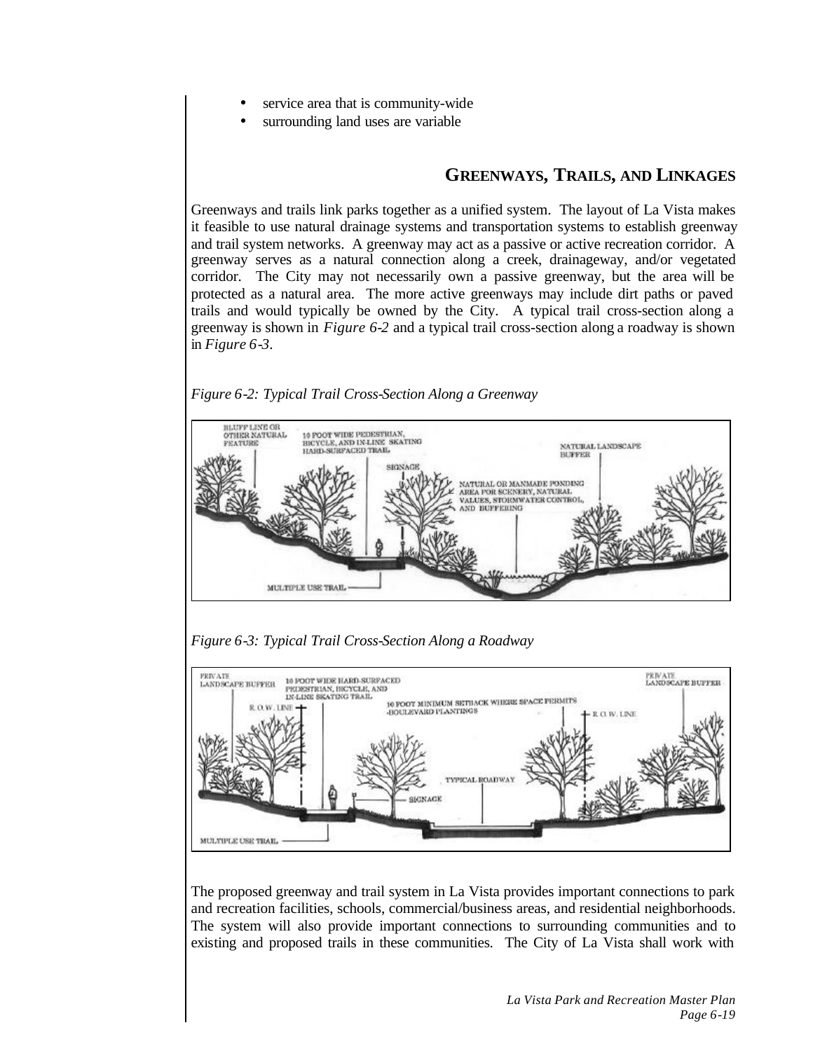- service area that is community-wide
- surrounding land uses are variable

## GREENWAYS, TRAILS, AND LINKAGES

Greenways and trails link parks together as a unified system. The layout of La Vista makes it feasible to use natural drainage systems and transportation systems to establish greenway and trail system networks. A greenway may act as a passive or active recreation corridor. A greenway serves as a natural connection along a creek, drainageway, and/or vegetated corridor. The City may not necessarily own a passive greenway, but the area will be protected as a natural area. The more active greenways may include dirt paths or paved trails and would typically be owned by the City. A typical trail cross-section along a greenway is shown in *Figure 6-2* and a typical trail cross-section along a roadway is shown in *Figure 6-3*.

*Figure 6-2: Typical Trail Cross-Section Along a Greenway*

*Figure 6-3: Typical Trail Cross-Section Along a Roadway*

The proposed greenway and trail system in La Vista provides important connections to park and recreation facilities, schools, commercial/business areas, and residential neighborhoods. The system will also provide important connections to surrounding communities and to existing and proposed trails in these communities. The City of La Vista shall work with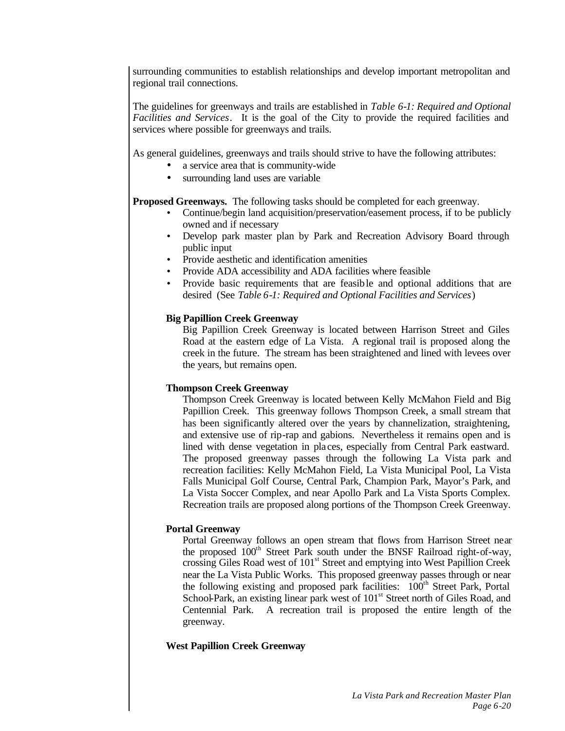surrounding communities to establish relationships and develop important metropolitan and regional trail connections.

The guidelines for greenways and trails are established in *Table 6-1: Required and Optional Facilities and Services*. It is the goal of the City to provide the required facilities and services where possible for greenways and trails.

As general guidelines, greenways and trails should strive to have the following attributes:

- a service area that is community-wide
- surrounding land uses are variable

**Proposed Greenways.** The following tasks should be completed for each greenway.

- Continue/begin land acquisition/preservation/easement process, if to be publicly owned and if necessary
- Develop park master plan by Park and Recreation Advisory Board through public input
- Provide aesthetic and identification amenities
- Provide ADA accessibility and ADA facilities where feasible
- Provide basic requirements that are feasible and optional additions that are desired (See *Table 6-1: Required and Optional Facilities and Services*)

**Big Papillion Creek Greenway**

Big Papillion Creek Greenway is located between Harrison Street and Giles Road at the eastern edge of La Vista. A regional trail is proposed along the creek in the future. The stream has been straightened and lined with levees over the years, but remains open.

**Thompson Creek Greenway**

Thompson Creek Greenway is located between Kelly McMahon Field and Big Papillion Creek. This greenway follows Thompson Creek, a small stream that has been significantly altered over the years by channelization, straightening, and extensive use of rip-rap and gabions. Nevertheless it remains open and is lined with dense vegetation in places, especially from Central Park eastward. The proposed greenway passes through the following La Vista park and recreation facilities: Kelly McMahon Field, La Vista Municipal Pool, La Vista Falls Municipal Golf Course, Central Park, Champion Park, Mayor's Park, and La Vista Soccer Complex, and near Apollo Park and La Vista Sports Complex. Recreation trails are proposed along portions of the Thompson Creek Greenway.

**Portal Greenway**

Portal Greenway follows an open stream that flows from Harrison Street near the proposed 100th Street Park south under the BNSF Railroad right-of-way, crossing Giles Road west of 101st Street and emptying into West Papillion Creek near the La Vista Public Works. This proposed greenway passes through or near the following existing and proposed park facilities: 100th Street Park, Portal School-Park, an existing linear park west of 101st Street north of Giles Road, and Centennial Park. A recreation trail is proposed the entire length of the greenway.

**West Papillion Creek Greenway**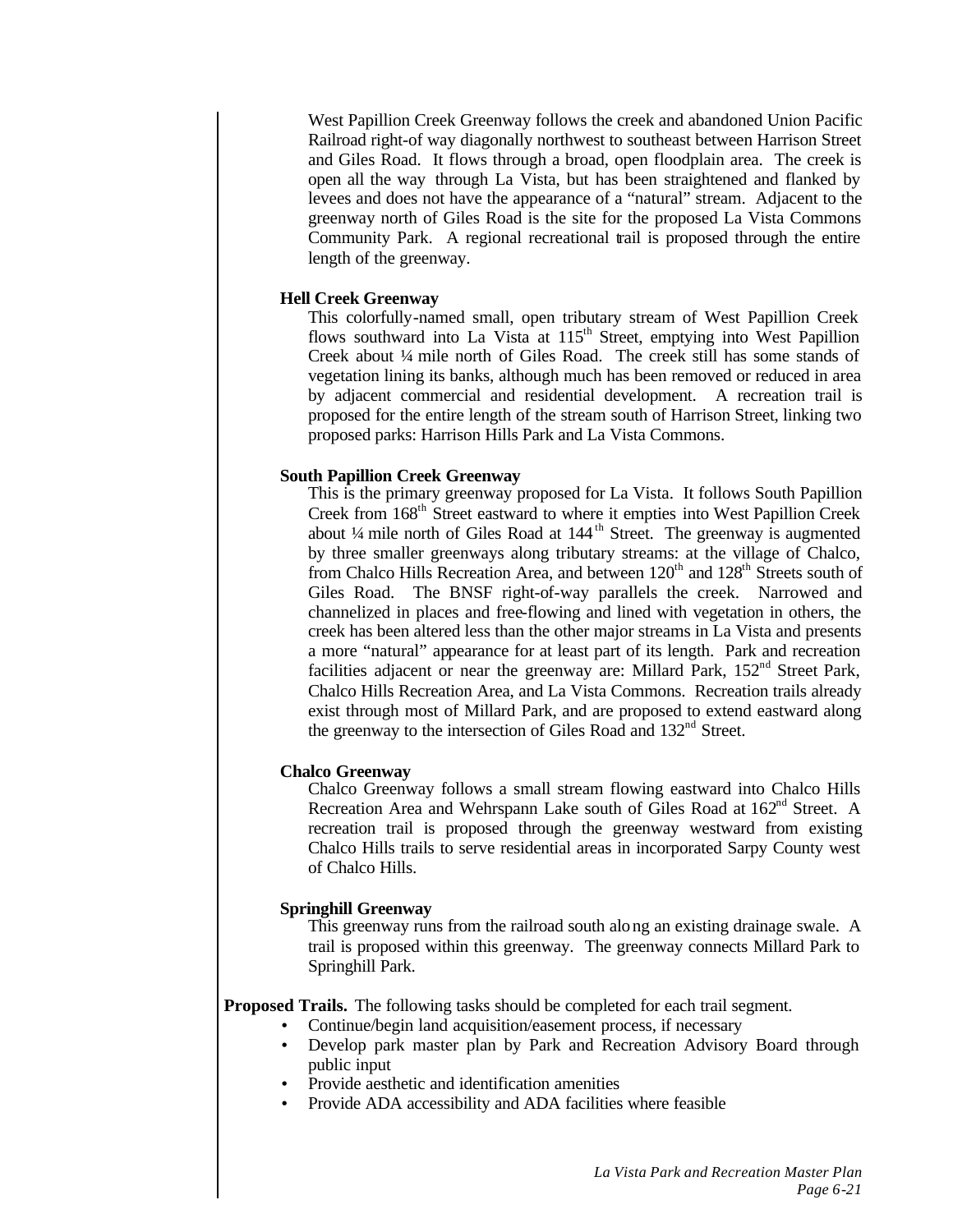West Papillion Creek Greenway follows the creek and abandoned Union Pacific Railroad right-of way diagonally northwest to southeast between Harrison Street and Giles Road. It flows through a broad, open floodplain area. The creek is open all the way through La Vista, but has been straightened and flanked by levees and does not have the appearance of a "natural" stream. Adjacent to the greenway north of Giles Road is the site for the proposed La Vista Commons Community Park. A regional recreational trail is proposed through the entire length of the greenway.

**Hell Creek Greenway**

This colorfully-named small, open tributary stream of West Papillion Creek flows southward into La Vista at 115th Street, emptying into West Papillion Creek about ¼ mile north of Giles Road. The creek still has some stands of vegetation lining its banks, although much has been removed or reduced in area by adjacent commercial and residential development. A recreation trail is proposed for the entire length of the stream south of Harrison Street, linking two proposed parks: Harrison Hills Park and La Vista Commons.

**South Papillion Creek Greenway**

This is the primary greenway proposed for La Vista. It follows South Papillion Creek from 168th Street eastward to where it empties into West Papillion Creek about ¼ mile north of Giles Road at 144th Street. The greenway is augmented by three smaller greenways along tributary streams: at the village of Chalco, from Chalco Hills Recreation Area, and between 120th and 128th Streets south of Giles Road. The BNSF right-of-way parallels the creek. Narrowed and channelized in places and free-flowing and lined with vegetation in others, the creek has been altered less than the other major streams in La Vista and presents a more "natural" appearance for at least part of its length. Park and recreation facilities adjacent or near the greenway are: Millard Park, 152nd Street Park, Chalco Hills Recreation Area, and La Vista Commons. Recreation trails already exist through most of Millard Park, and are proposed to extend eastward along the greenway to the intersection of Giles Road and 132nd Street.

**Chalco Greenway**

Chalco Greenway follows a small stream flowing eastward into Chalco Hills Recreation Area and Wehrspann Lake south of Giles Road at 162nd Street. A recreation trail is proposed through the greenway westward from existing Chalco Hills trails to serve residential areas in incorporated Sarpy County west of Chalco Hills.

**Springhill Greenway**

This greenway runs from the railroad south along an existing drainage swale. A trail is proposed within this greenway. The greenway connects Millard Park to Springhill Park.

**Proposed Trails.** The following tasks should be completed for each trail segment.

- Continue/begin land acquisition/easement process, if necessary
- Develop park master plan by Park and Recreation Advisory Board through public input
- Provide aesthetic and identification amenities
- Provide ADA accessibility and ADA facilities where feasible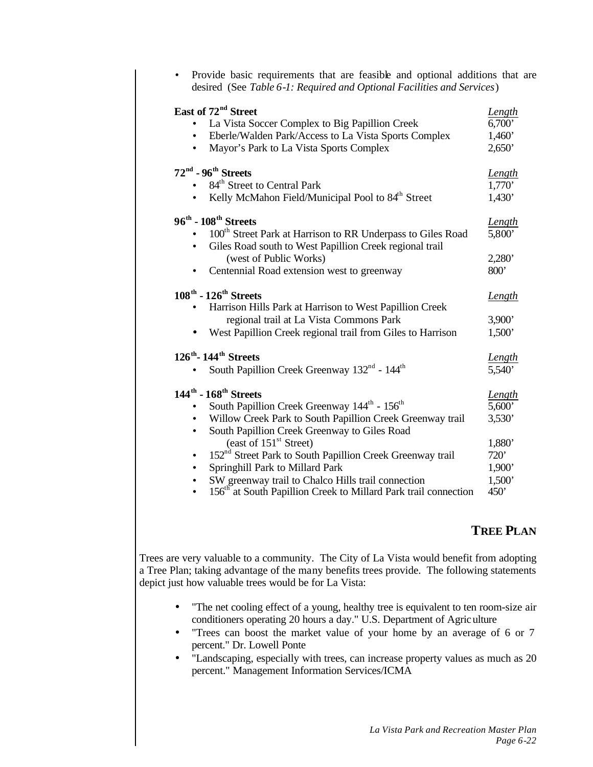- Provide basic requirements that are feasible and optional additions that are desired (See *Table 6-1: Required and Optional Facilities and Services*)

| **East of 72nd Street** | *Length* |
|---|---|
| • La Vista Soccer Complex to Big Papillion Creek | 6,700’ |
| • Eberle/Walden Park/Access to La Vista Sports Complex | 1,460’ |
| • Mayor’s Park to La Vista Sports Complex | 2,650’ |

| **72nd - 96th Streets** | *Length* |
|---|---|
| • 84th Street to Central Park | 1,770’ |
| • Kelly McMahon Field/Municipal Pool to 84th Street | 1,430’ |

| **96th - 108th Streets** | *Length* |
|---|---|
| • 100th Street Park at Harrison to RR Underpass to Giles Road | 5,800’ |
| • Giles Road south to West Papillion Creek regional trail (west of Public Works) | 2,280’ |
| • Centennial Road extension west to greenway | 800’ |

| **108th - 126th Streets** | *Length* |
|---|---|
| • Harrison Hills Park at Harrison to West Papillion Creek regional trail at La Vista Commons Park | 3,900’ |
| • West Papillion Creek regional trail from Giles to Harrison | 1,500’ |

| **126th- 144th Streets** | *Length* |
|---|---|
| • South Papillion Creek Greenway 132nd - 144th | 5,540’ |

| **144th - 168th Streets** | *Length* |
|---|---|
| • South Papillion Creek Greenway 144th - 156th | 5,600’ |
| • Willow Creek Park to South Papillion Creek Greenway trail | 3,530’ |
| • South Papillion Creek Greenway to Giles Road (east of 151st Street) | 1,880’ |
| • 152nd Street Park to South Papillion Creek Greenway trail | 720’ |
| • Springhill Park to Millard Park | 1,900’ |
| • SW greenway trail to Chalco Hills trail connection | 1,500’ |
| • 156th at South Papillion Creek to Millard Park trail connection | 450’ |

## TREE PLAN

Trees are very valuable to a community. The City of La Vista would benefit from adopting a Tree Plan; taking advantage of the many benefits trees provide. The following statements depict just how valuable trees would be for La Vista:

- "The net cooling effect of a young, healthy tree is equivalent to ten room-size air conditioners operating 20 hours a day." U.S. Department of Agriculture
- "Trees can boost the market value of your home by an average of 6 or 7 percent." Dr. Lowell Ponte
- "Landscaping, especially with trees, can increase property values as much as 20 percent." Management Information Services/ICMA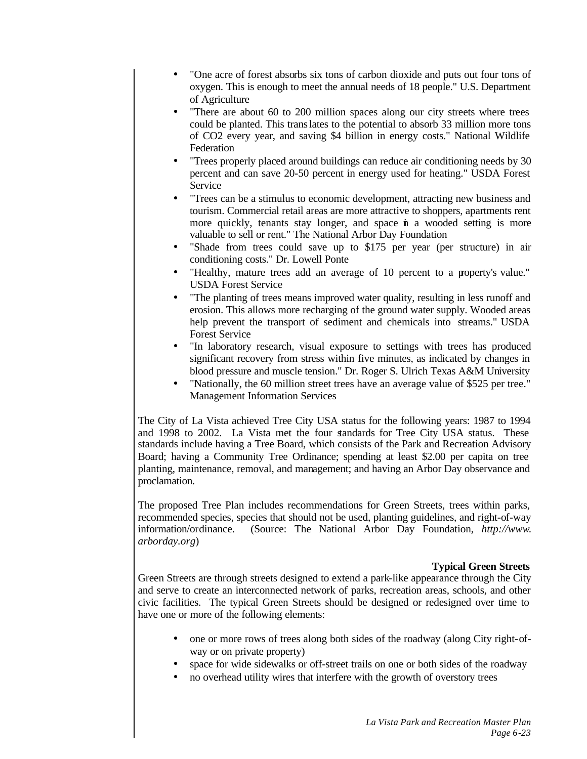- "One acre of forest absorbs six tons of carbon dioxide and puts out four tons of oxygen. This is enough to meet the annual needs of 18 people." U.S. Department of Agriculture
- "There are about 60 to 200 million spaces along our city streets where trees could be planted. This translates to the potential to absorb 33 million more tons of $CO_2$ every year, and saving $4 billion in energy costs." National Wildlife Federation
- "Trees properly placed around buildings can reduce air conditioning needs by 30 percent and can save 20-50 percent in energy used for heating." USDA Forest Service
- "Trees can be a stimulus to economic development, attracting new business and tourism. Commercial retail areas are more attractive to shoppers, apartments rent more quickly, tenants stay longer, and space in a wooded setting is more valuable to sell or rent." The National Arbor Day Foundation
- "Shade from trees could save up to $175 per year (per structure) in air conditioning costs." Dr. Lowell Ponte
- "Healthy, mature trees add an average of 10 percent to a property's value." USDA Forest Service
- "The planting of trees means improved water quality, resulting in less runoff and erosion. This allows more recharging of the ground water supply. Wooded areas help prevent the transport of sediment and chemicals into streams." USDA Forest Service
- "In laboratory research, visual exposure to settings with trees has produced significant recovery from stress within five minutes, as indicated by changes in blood pressure and muscle tension." Dr. Roger S. Ulrich Texas A&M University
- "Nationally, the 60 million street trees have an average value of $525 per tree." Management Information Services

The City of La Vista achieved Tree City USA status for the following years: 1987 to 1994 and 1998 to 2002. La Vista met the four standards for Tree City USA status. These standards include having a Tree Board, which consists of the Park and Recreation Advisory Board; having a Community Tree Ordinance; spending at least $2.00 per capita on tree planting, maintenance, removal, and management; and having an Arbor Day observance and proclamation.

The proposed Tree Plan includes recommendations for Green Streets, trees within parks, recommended species, species that should not be used, planting guidelines, and right-of-way information/ordinance. (Source: The National Arbor Day Foundation, *http://www.arborday.org*)

### Typical Green Streets

Green Streets are through streets designed to extend a park-like appearance through the City and serve to create an interconnected network of parks, recreation areas, schools, and other civic facilities. The typical Green Streets should be designed or redesigned over time to have one or more of the following elements:

- one or more rows of trees along both sides of the roadway (along City right-of-way or on private property)
- space for wide sidewalks or off-street trails on one or both sides of the roadway
- no overhead utility wires that interfere with the growth of overstory trees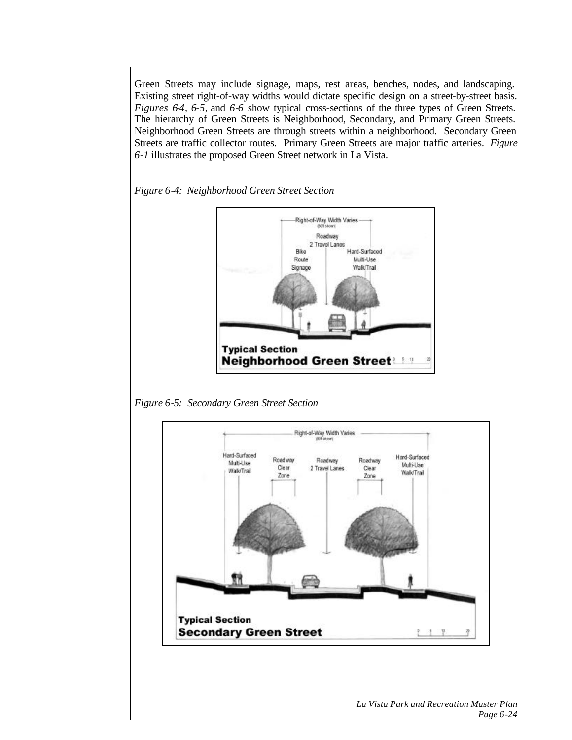Green Streets may include signage, maps, rest areas, benches, nodes, and landscaping. Existing street right-of-way widths would dictate specific design on a street-by-street basis. *Figures 6-4*, *6-5*, and *6-6* show typical cross-sections of the three types of Green Streets. The hierarchy of Green Streets is Neighborhood, Secondary, and Primary Green Streets. Neighborhood Green Streets are through streets within a neighborhood. Secondary Green Streets are traffic collector routes. Primary Green Streets are major traffic arteries. *Figure 6-1* illustrates the proposed Green Street network in La Vista.

*Figure 6-4: Neighborhood Green Street Section*

*Figure 6-5: Secondary Green Street Section*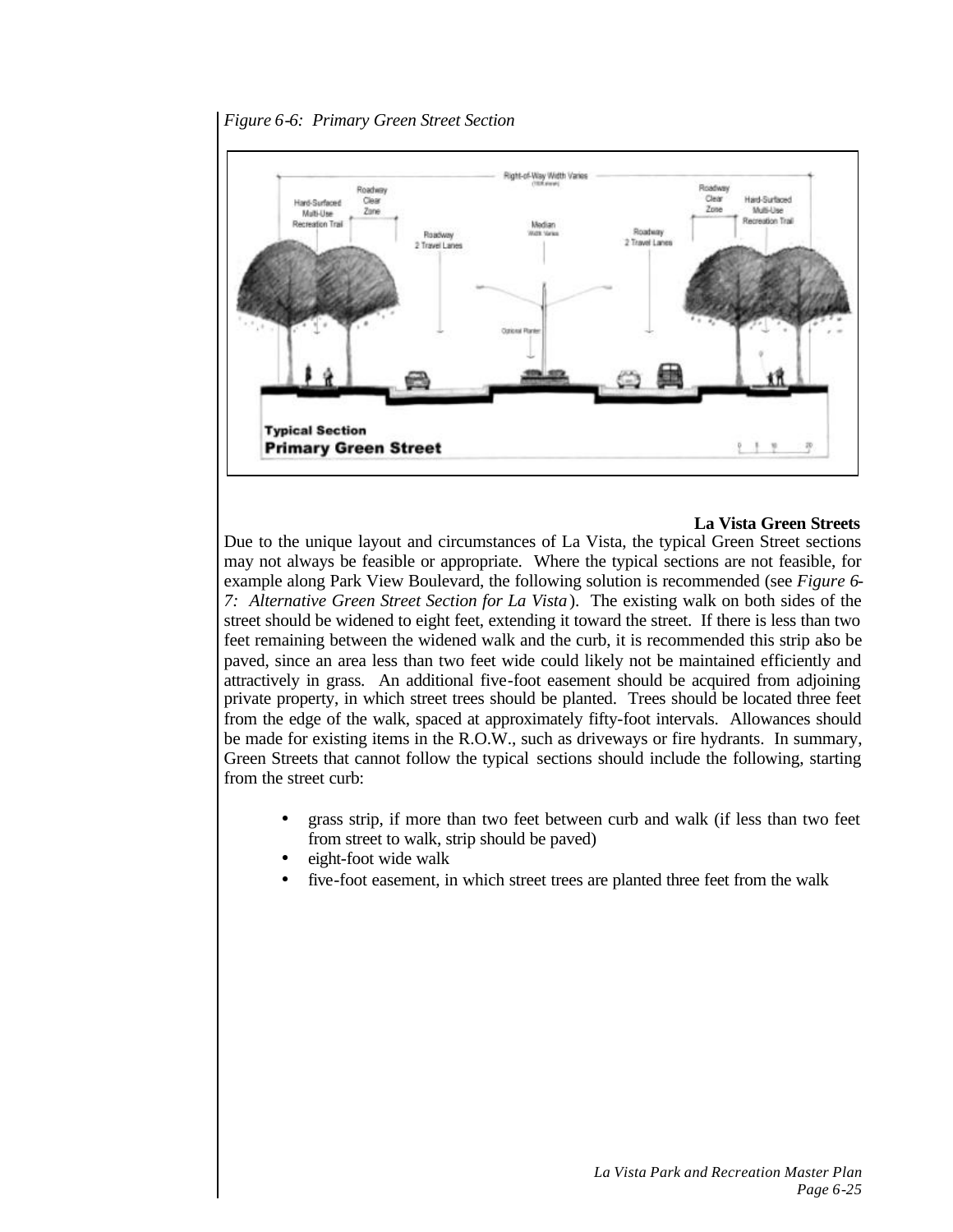*Figure 6-6: Primary Green Street Section*

**La Vista Green Streets**

Due to the unique layout and circumstances of La Vista, the typical Green Street sections may not always be feasible or appropriate. Where the typical sections are not feasible, for example along Park View Boulevard, the following solution is recommended (see *Figure 6-7: Alternative Green Street Section for La Vista*). The existing walk on both sides of the street should be widened to eight feet, extending it toward the street. If there is less than two feet remaining between the widened walk and the curb, it is recommended this strip also be paved, since an area less than two feet wide could likely not be maintained efficiently and attractively in grass. An additional five-foot easement should be acquired from adjoining private property, in which street trees should be planted. Trees should be located three feet from the edge of the walk, spaced at approximately fifty-foot intervals. Allowances should be made for existing items in the R.O.W., such as driveways or fire hydrants. In summary, Green Streets that cannot follow the typical sections should include the following, starting from the street curb:

- grass strip, if more than two feet between curb and walk (if less than two feet from street to walk, strip should be paved)
- eight-foot wide walk
- five-foot easement, in which street trees are planted three feet from the walk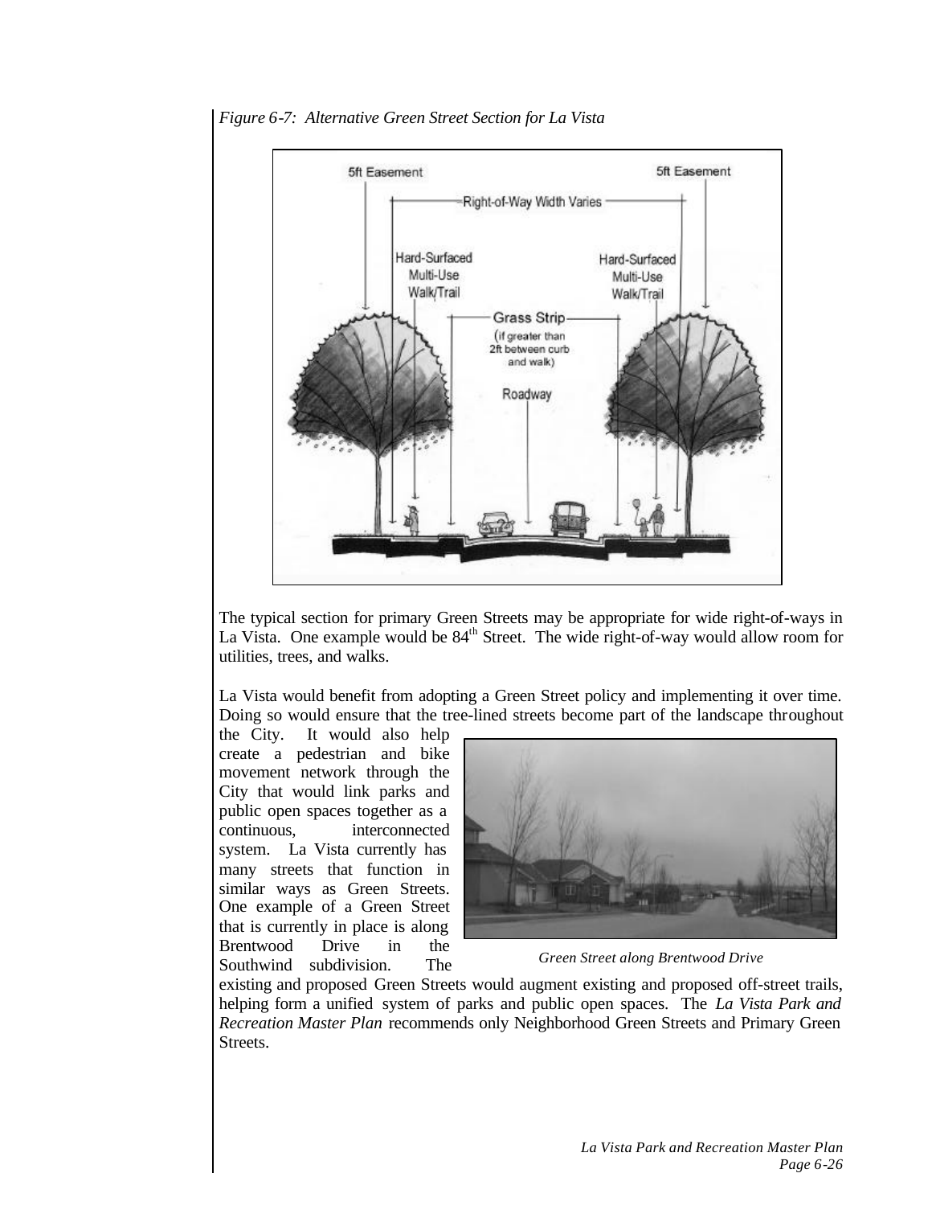*Figure 6-7: Alternative Green Street Section for La Vista*

5ft Easement

5ft Easement

Right-of-Way Width Varies

Hard-Surfaced Multi-Use Walk/Trail

Hard-Surfaced Multi-Use Walk/Trail

Grass Strip (if greater than 2ft between curb and walk)

Roadway

The typical section for primary Green Streets may be appropriate for wide right-of-ways in La Vista. One example would be 84th Street. The wide right-of-way would allow room for utilities, trees, and walks.

La Vista would benefit from adopting a Green Street policy and implementing it over time. Doing so would ensure that the tree-lined streets become part of the landscape throughout the City. It would also help create a pedestrian and bike movement network through the City that would link parks and public open spaces together as a continuous, interconnected system. La Vista currently has many streets that function in similar ways as Green Streets. One example of a Green Street that is currently in place is along Brentwood Drive in the Southwind subdivision. The existing and proposed Green Streets would augment existing and proposed off-street trails, helping form a unified system of parks and public open spaces. The *La Vista Park and Recreation Master Plan* recommends only Neighborhood Green Streets and Primary Green Streets.

*Green Street along Brentwood Drive*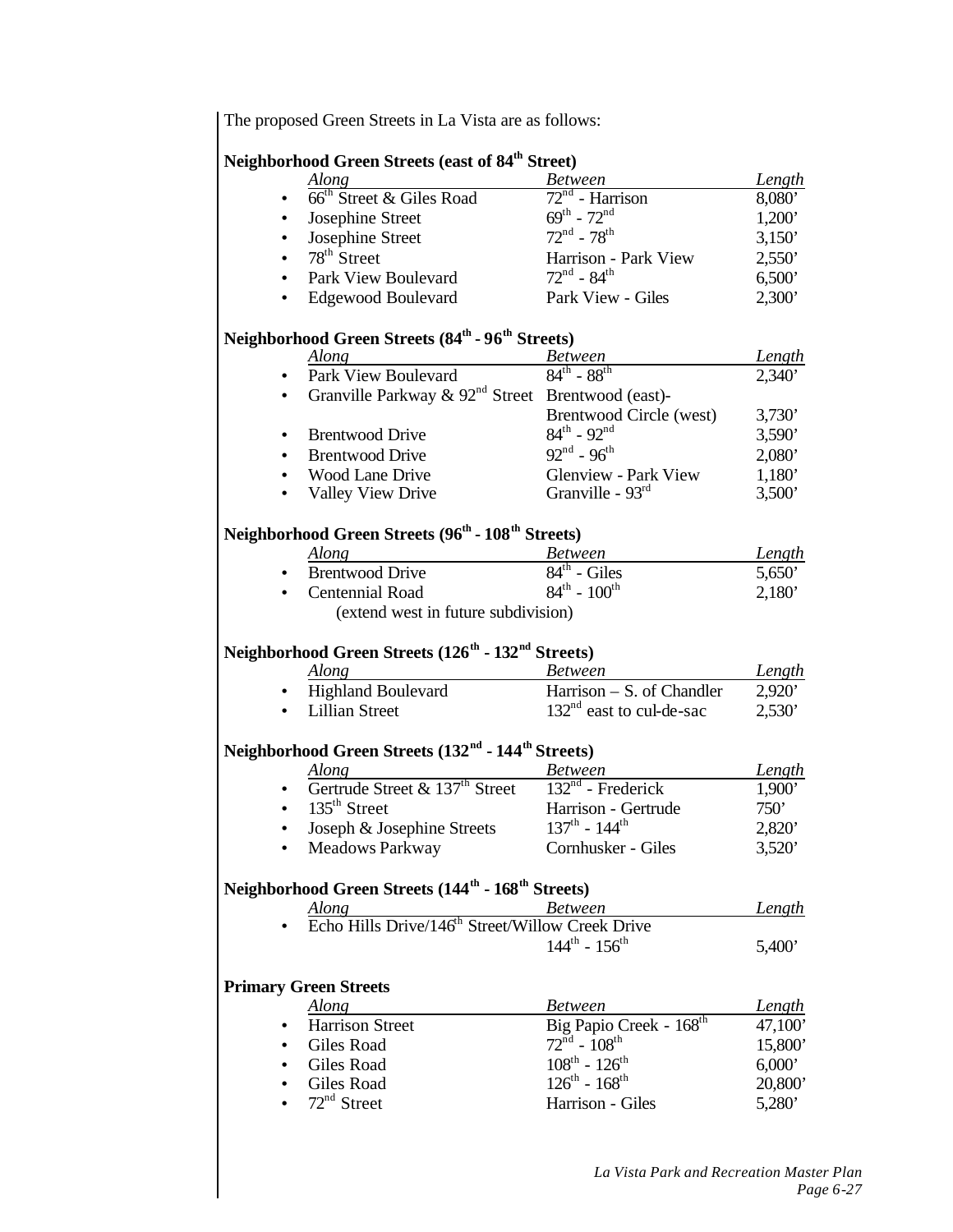The proposed Green Streets in La Vista are as follows:

**Neighborhood Green Streets (east of 84th Street)**

| Along | Between | Length |
|---|---|---|
| 66th Street & Giles Road | 72nd - Harrison | 8,080’ |
| Josephine Street | 69th - 72nd | 1,200’ |
| Josephine Street | 72nd - 78th | 3,150’ |
| 78th Street | Harrison - Park View | 2,550’ |
| Park View Boulevard | 72nd - 84th | 6,500’ |
| Edgewood Boulevard | Park View - Giles | 2,300’ |

**Neighborhood Green Streets (84th - 96th Streets)**

| Along | Between | Length |
|---|---|---|
| Park View Boulevard | 84th - 88th | 2,340’ |
| Granville Parkway & 92nd Street | Brentwood (east)- Brentwood Circle (west) | 3,730’ |
| Brentwood Drive | 84th - 92nd | 3,590’ |
| Brentwood Drive | 92nd - 96th | 2,080’ |
| Wood Lane Drive | Glenview - Park View | 1,180’ |
| Valley View Drive | Granville - 93rd | 3,500’ |

**Neighborhood Green Streets (96th - 108th Streets)**

| Along | Between | Length |
|---|---|---|
| Brentwood Drive | 84th - Giles | 5,650’ |
| Centennial Road (extend west in future subdivision) | 84th - 100th | 2,180’ |

**Neighborhood Green Streets (126th - 132nd Streets)**

| Along | Between | Length |
|---|---|---|
| Highland Boulevard | Harrison – S. of Chandler | 2,920’ |
| Lillian Street | 132nd east to cul-de-sac | 2,530’ |

**Neighborhood Green Streets (132nd - 144th Streets)**

| Along | Between | Length |
|---|---|---|
| Gertrude Street & 137th Street | 132nd - Frederick | 1,900’ |
| 135th Street | Harrison - Gertrude | 750’ |
| Joseph & Josephine Streets | 137th - 144th | 2,820’ |
| Meadows Parkway | Cornhusker - Giles | 3,520’ |

**Neighborhood Green Streets (144th - 168th Streets)**

| Along | Between | Length |
|---|---|---|
| Echo Hills Drive/146th Street/Willow Creek Drive | 144th - 156th | 5,400’ |

**Primary Green Streets**

| Along | Between | Length |
|---|---|---|
| Harrison Street | Big Papio Creek - 168th | 47,100’ |
| Giles Road | 72nd - 108th | 15,800’ |
| Giles Road | 108th - 126th | 6,000’ |
| Giles Road | 126th - 168th | 20,800’ |
| 72nd Street | Harrison - Giles | 5,280’ |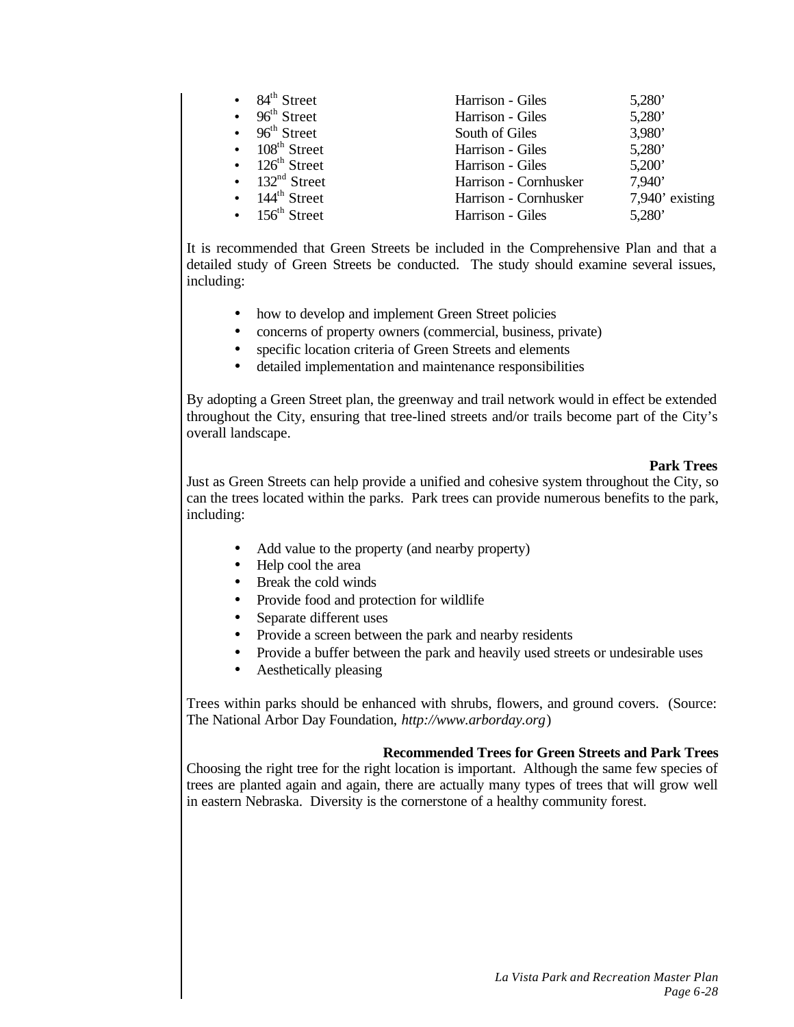- 84th Street — Harrison - Giles — 5,280’
- 96th Street — Harrison - Giles — 5,280’
- 96th Street — South of Giles — 3,980’
- 108th Street — Harrison - Giles — 5,280’
- 126th Street — Harrison - Giles — 5,200’
- 132nd Street — Harrison - Cornhusker — 7,940’
- 144th Street — Harrison - Cornhusker — 7,940’ existing
- 156th Street — Harrison - Giles — 5,280’

It is recommended that Green Streets be included in the Comprehensive Plan and that a detailed study of Green Streets be conducted. The study should examine several issues, including:

- how to develop and implement Green Street policies
- concerns of property owners (commercial, business, private)
- specific location criteria of Green Streets and elements
- detailed implementation and maintenance responsibilities

By adopting a Green Street plan, the greenway and trail network would in effect be extended throughout the City, ensuring that tree-lined streets and/or trails become part of the City’s overall landscape.

**Park Trees**

Just as Green Streets can help provide a unified and cohesive system throughout the City, so can the trees located within the parks. Park trees can provide numerous benefits to the park, including:

- Add value to the property (and nearby property)
- Help cool the area
- Break the cold winds
- Provide food and protection for wildlife
- Separate different uses
- Provide a screen between the park and nearby residents
- Provide a buffer between the park and heavily used streets or undesirable uses
- Aesthetically pleasing

Trees within parks should be enhanced with shrubs, flowers, and ground covers. (Source: The National Arbor Day Foundation, *http://www.arborday.org*)

**Recommended Trees for Green Streets and Park Trees**

Choosing the right tree for the right location is important. Although the same few species of trees are planted again and again, there are actually many types of trees that will grow well in eastern Nebraska. Diversity is the cornerstone of a healthy community forest.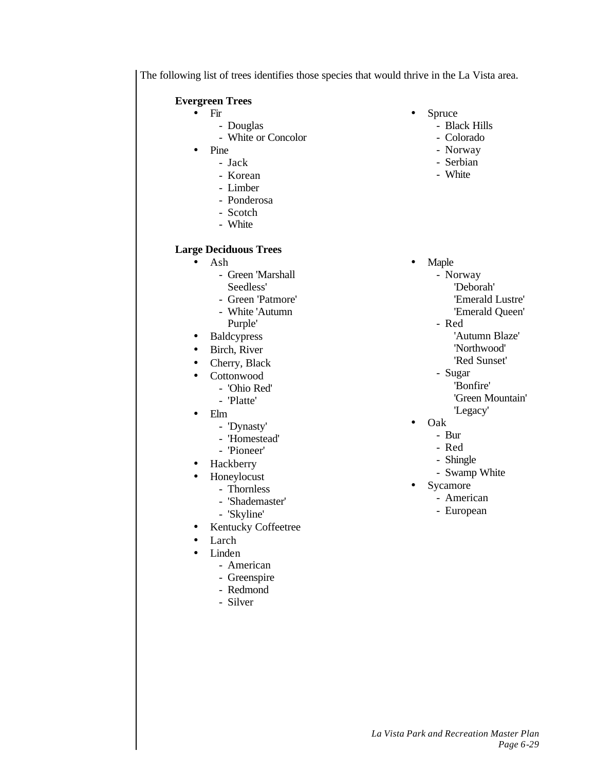The following list of trees identifies those species that would thrive in the La Vista area.

**Evergreen Trees**

- Fir
  - Douglas
  - White or Concolor
- Pine
  - Jack
  - Korean
  - Limber
  - Ponderosa
  - Scotch
  - White
- Spruce
  - Black Hills
  - Colorado
  - Norway
  - Serbian
  - White

**Large Deciduous Trees**

- Ash
  - Green 'Marshall Seedless'
  - Green 'Patmore'
  - White 'Autumn Purple'
- Baldcypress
- Birch, River
- Cherry, Black
- Cottonwood
  - 'Ohio Red'
  - 'Platte'
- Elm
  - 'Dynasty'
  - 'Homestead'
  - 'Pioneer'
- Hackberry
- Honeylocust
  - Thornless
  - 'Shademaster'
  - 'Skyline'
- Kentucky Coffeetree
- Larch
- Linden
  - American
  - Greenspire
  - Redmond
  - Silver
- Maple
  - Norway
    - 'Deborah'
    - 'Emerald Lustre'
    - 'Emerald Queen'
  - Red
    - 'Autumn Blaze'
    - 'Northwood'
    - 'Red Sunset'
  - Sugar
    - 'Bonfire'
    - 'Green Mountain'
    - 'Legacy'
- Oak
  - Bur
  - Red
  - Shingle
  - Swamp White
- Sycamore
  - American
  - European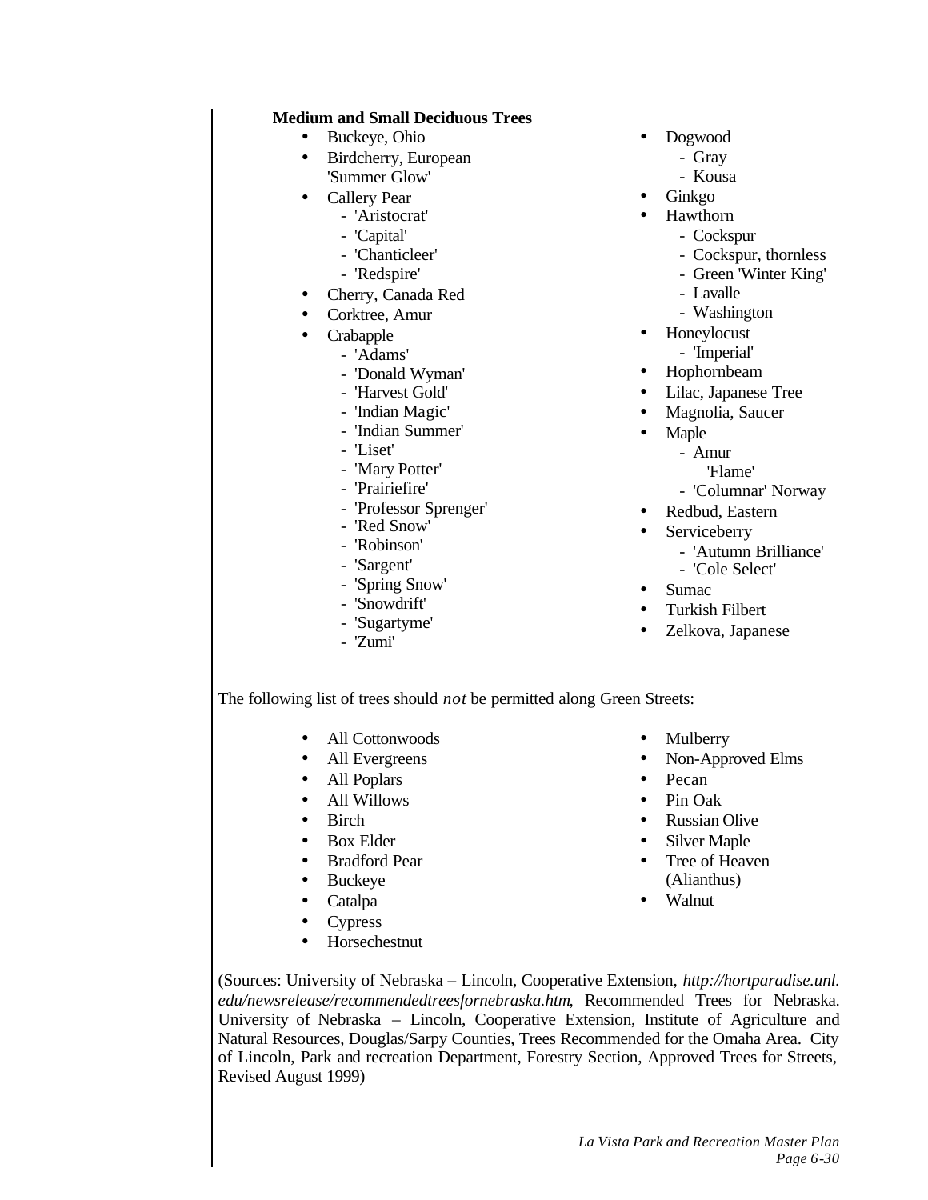**Medium and Small Deciduous Trees**

- Buckeye, Ohio
- Birdcherry, European 'Summer Glow'
- Callery Pear
  - 'Aristocrat'
  - 'Capital'
  - 'Chanticleer'
  - 'Redspire'
- Cherry, Canada Red
- Corktree, Amur
- Crabapple
  - 'Adams'
  - 'Donald Wyman'
  - 'Harvest Gold'
  - 'Indian Magic'
  - 'Indian Summer'
  - 'Liset'
  - 'Mary Potter'
  - 'Prairiefire'
  - 'Professor Sprenger'
  - 'Red Snow'
  - 'Robinson'
  - 'Sargent'
  - 'Spring Snow'
  - 'Snowdrift'
  - 'Sugartyme'
  - 'Zumi'
- Dogwood
  - Gray
  - Kousa
- Ginkgo
- Hawthorn
  - Cockspur
  - Cockspur, thornless
  - Green 'Winter King'
  - Lavalle
  - Washington
- Honeylocust
  - 'Imperial'
- Hophornbeam
- Lilac, Japanese Tree
- Magnolia, Saucer
- Maple
  - Amur
    'Flame'
  - 'Columnar' Norway
- Redbud, Eastern
- Serviceberry
  - 'Autumn Brilliance'
  - 'Cole Select'
- Sumac
- Turkish Filbert
- Zelkova, Japanese

The following list of trees should *not* be permitted along Green Streets:

- All Cottonwoods
- All Evergreens
- All Poplars
- All Willows
- Birch
- Box Elder
- Bradford Pear
- Buckeye
- Catalpa
- Cypress
- Horsechestnut
- Mulberry
- Non-Approved Elms
- Pecan
- Pin Oak
- Russian Olive
- Silver Maple
- Tree of Heaven (Alianthus)
- Walnut

(Sources: University of Nebraska – Lincoln, Cooperative Extension, *http://hortparadise.unl.edu/newsrelease/recommendedtreesfornebraska.htm*, Recommended Trees for Nebraska. University of Nebraska – Lincoln, Cooperative Extension, Institute of Agriculture and Natural Resources, Douglas/Sarpy Counties, Trees Recommended for the Omaha Area. City of Lincoln, Park and recreation Department, Forestry Section, Approved Trees for Streets, Revised August 1999)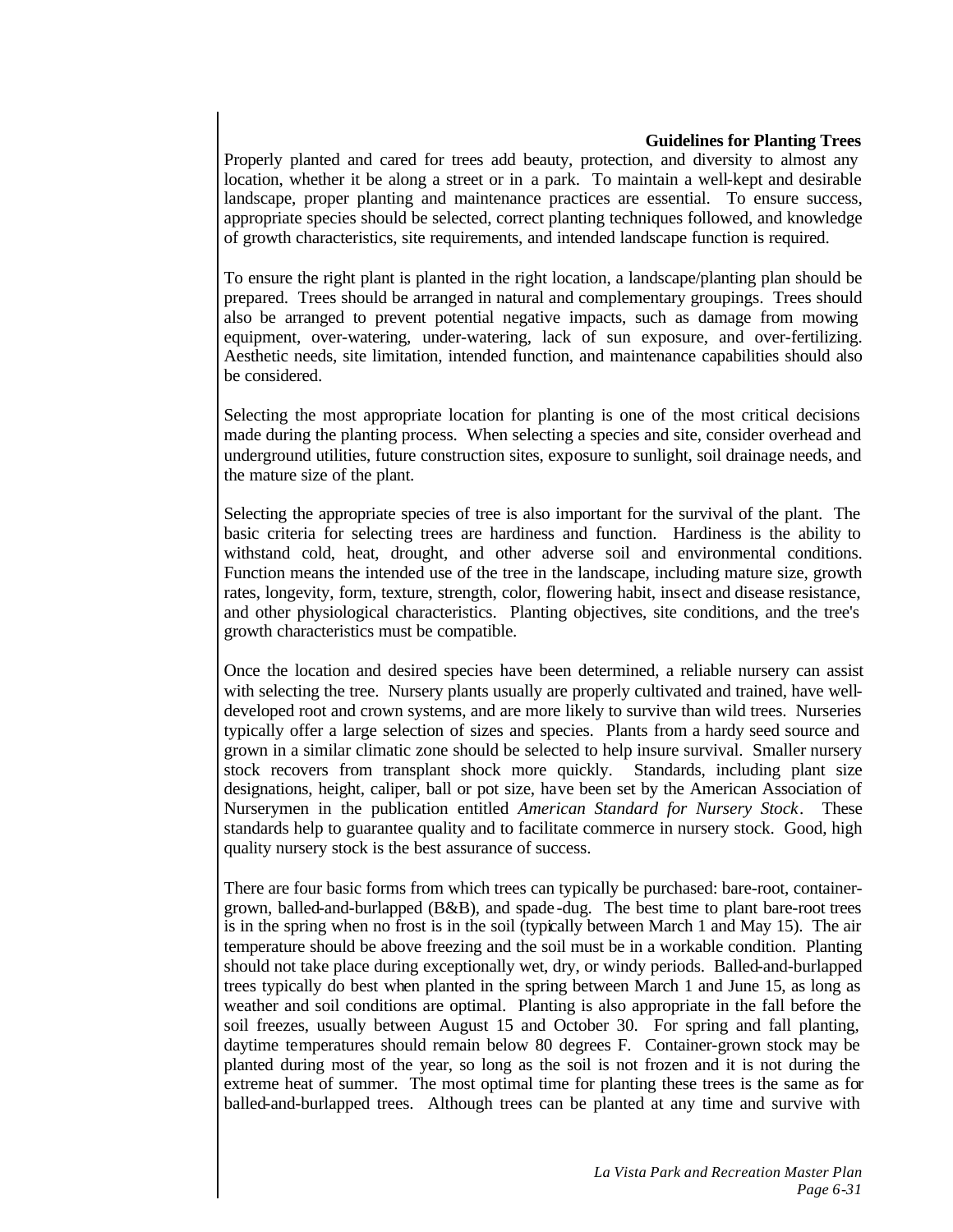## Guidelines for Planting Trees

Properly planted and cared for trees add beauty, protection, and diversity to almost any location, whether it be along a street or in a park. To maintain a well-kept and desirable landscape, proper planting and maintenance practices are essential. To ensure success, appropriate species should be selected, correct planting techniques followed, and knowledge of growth characteristics, site requirements, and intended landscape function is required.

To ensure the right plant is planted in the right location, a landscape/planting plan should be prepared. Trees should be arranged in natural and complementary groupings. Trees should also be arranged to prevent potential negative impacts, such as damage from mowing equipment, over-watering, under-watering, lack of sun exposure, and over-fertilizing. Aesthetic needs, site limitation, intended function, and maintenance capabilities should also be considered.

Selecting the most appropriate location for planting is one of the most critical decisions made during the planting process. When selecting a species and site, consider overhead and underground utilities, future construction sites, exposure to sunlight, soil drainage needs, and the mature size of the plant.

Selecting the appropriate species of tree is also important for the survival of the plant. The basic criteria for selecting trees are hardiness and function. Hardiness is the ability to withstand cold, heat, drought, and other adverse soil and environmental conditions. Function means the intended use of the tree in the landscape, including mature size, growth rates, longevity, form, texture, strength, color, flowering habit, insect and disease resistance, and other physiological characteristics. Planting objectives, site conditions, and the tree's growth characteristics must be compatible.

Once the location and desired species have been determined, a reliable nursery can assist with selecting the tree. Nursery plants usually are properly cultivated and trained, have well-developed root and crown systems, and are more likely to survive than wild trees. Nurseries typically offer a large selection of sizes and species. Plants from a hardy seed source and grown in a similar climatic zone should be selected to help insure survival. Smaller nursery stock recovers from transplant shock more quickly. Standards, including plant size designations, height, caliper, ball or pot size, have been set by the American Association of Nurserymen in the publication entitled *American Standard for Nursery Stock*. These standards help to guarantee quality and to facilitate commerce in nursery stock. Good, high quality nursery stock is the best assurance of success.

There are four basic forms from which trees can typically be purchased: bare-root, container-grown, balled-and-burlapped (B&B), and spade-dug. The best time to plant bare-root trees is in the spring when no frost is in the soil (typically between March 1 and May 15). The air temperature should be above freezing and the soil must be in a workable condition. Planting should not take place during exceptionally wet, dry, or windy periods. Balled-and-burlapped trees typically do best when planted in the spring between March 1 and June 15, as long as weather and soil conditions are optimal. Planting is also appropriate in the fall before the soil freezes, usually between August 15 and October 30. For spring and fall planting, daytime temperatures should remain below 80 degrees F. Container-grown stock may be planted during most of the year, so long as the soil is not frozen and it is not during the extreme heat of summer. The most optimal time for planting these trees is the same as for balled-and-burlapped trees. Although trees can be planted at any time and survive with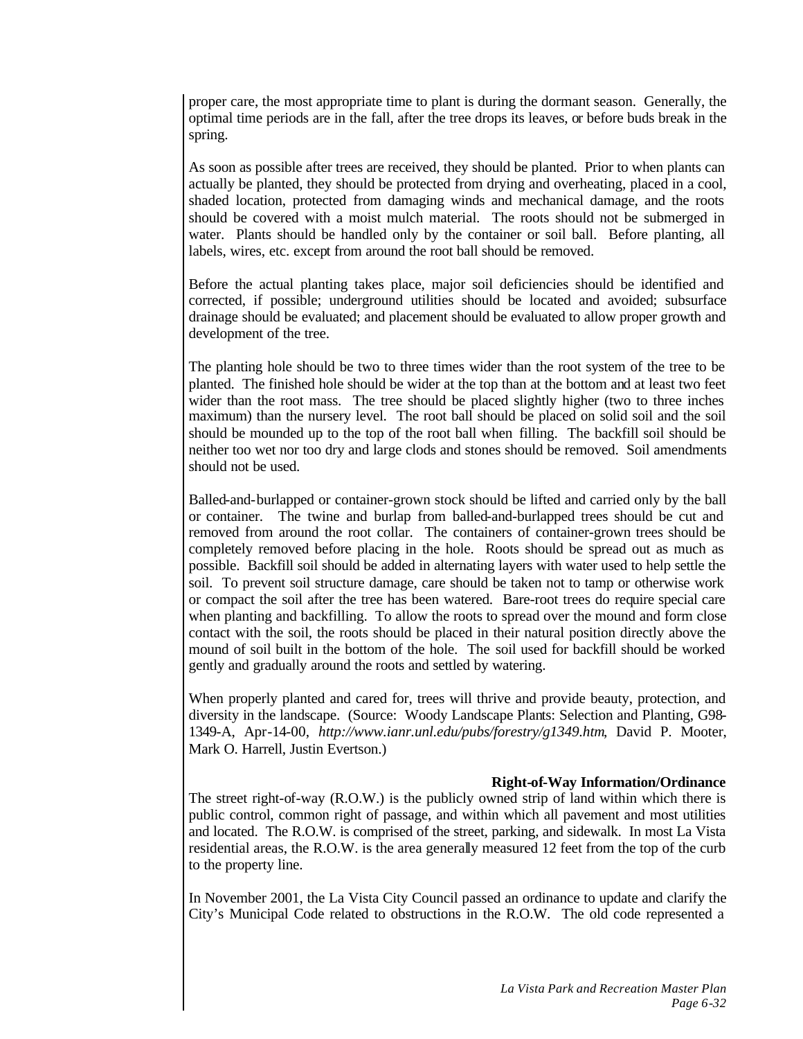proper care, the most appropriate time to plant is during the dormant season. Generally, the optimal time periods are in the fall, after the tree drops its leaves, or before buds break in the spring.

As soon as possible after trees are received, they should be planted. Prior to when plants can actually be planted, they should be protected from drying and overheating, placed in a cool, shaded location, protected from damaging winds and mechanical damage, and the roots should be covered with a moist mulch material. The roots should not be submerged in water. Plants should be handled only by the container or soil ball. Before planting, all labels, wires, etc. except from around the root ball should be removed.

Before the actual planting takes place, major soil deficiencies should be identified and corrected, if possible; underground utilities should be located and avoided; subsurface drainage should be evaluated; and placement should be evaluated to allow proper growth and development of the tree.

The planting hole should be two to three times wider than the root system of the tree to be planted. The finished hole should be wider at the top than at the bottom and at least two feet wider than the root mass. The tree should be placed slightly higher (two to three inches maximum) than the nursery level. The root ball should be placed on solid soil and the soil should be mounded up to the top of the root ball when filling. The backfill soil should be neither too wet nor too dry and large clods and stones should be removed. Soil amendments should not be used.

Balled-and-burlapped or container-grown stock should be lifted and carried only by the ball or container. The twine and burlap from balled-and-burlapped trees should be cut and removed from around the root collar. The containers of container-grown trees should be completely removed before placing in the hole. Roots should be spread out as much as possible. Backfill soil should be added in alternating layers with water used to help settle the soil. To prevent soil structure damage, care should be taken not to tamp or otherwise work or compact the soil after the tree has been watered. Bare-root trees do require special care when planting and backfilling. To allow the roots to spread over the mound and form close contact with the soil, the roots should be placed in their natural position directly above the mound of soil built in the bottom of the hole. The soil used for backfill should be worked gently and gradually around the roots and settled by watering.

When properly planted and cared for, trees will thrive and provide beauty, protection, and diversity in the landscape. (Source: Woody Landscape Plants: Selection and Planting, G98-1349-A, Apr-14-00, *http://www.ianr.unl.edu/pubs/forestry/g1349.htm*, David P. Mooter, Mark O. Harrell, Justin Evertson.)

### Right-of-Way Information/Ordinance

The street right-of-way (R.O.W.) is the publicly owned strip of land within which there is public control, common right of passage, and within which all pavement and most utilities and located. The R.O.W. is comprised of the street, parking, and sidewalk. In most La Vista residential areas, the R.O.W. is the area generally measured 12 feet from the top of the curb to the property line.

In November 2001, the La Vista City Council passed an ordinance to update and clarify the City's Municipal Code related to obstructions in the R.O.W. The old code represented a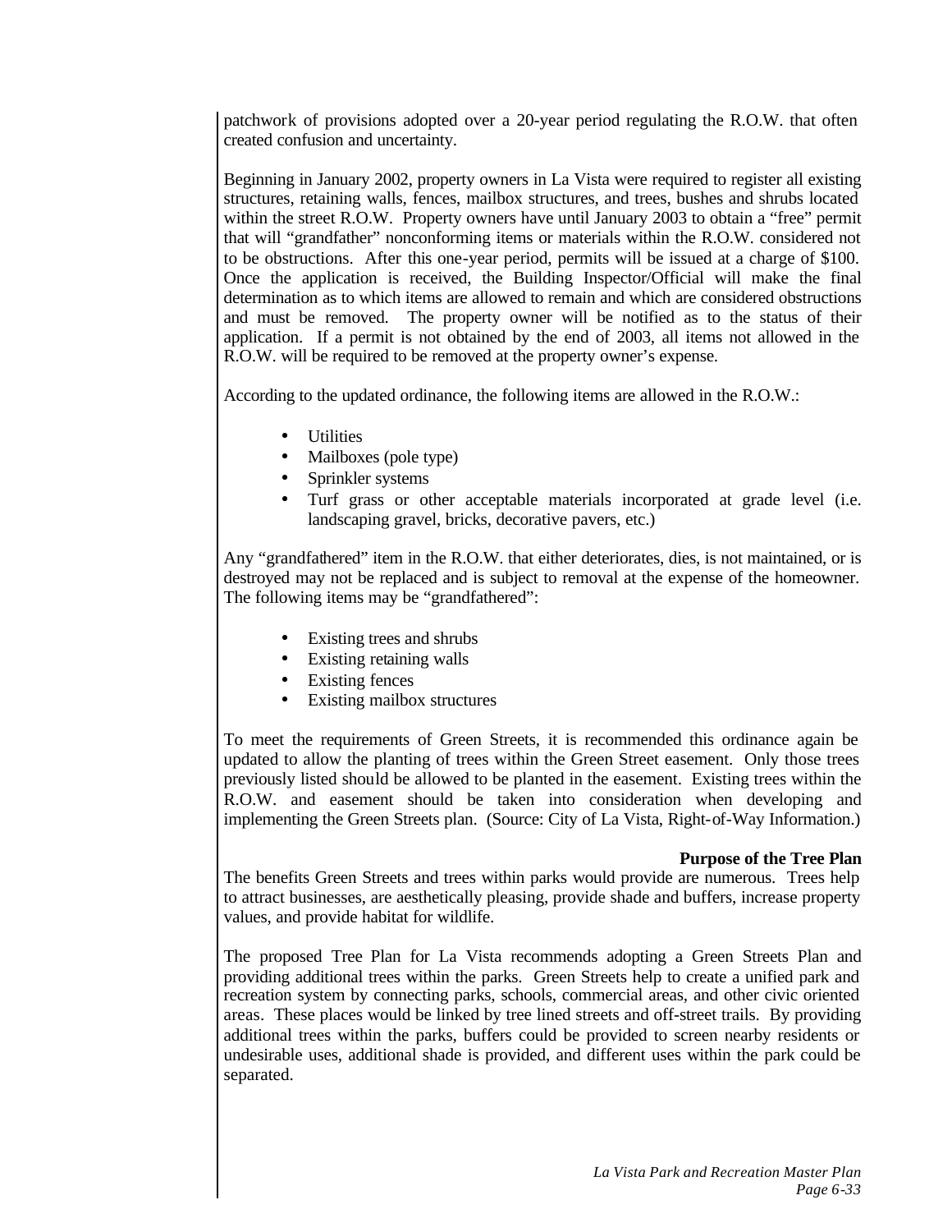patchwork of provisions adopted over a 20-year period regulating the R.O.W. that often created confusion and uncertainty.

Beginning in January 2002, property owners in La Vista were required to register all existing structures, retaining walls, fences, mailbox structures, and trees, bushes and shrubs located within the street R.O.W. Property owners have until January 2003 to obtain a "free" permit that will "grandfather" nonconforming items or materials within the R.O.W. considered not to be obstructions. After this one-year period, permits will be issued at a charge of $100. Once the application is received, the Building Inspector/Official will make the final determination as to which items are allowed to remain and which are considered obstructions and must be removed. The property owner will be notified as to the status of their application. If a permit is not obtained by the end of 2003, all items not allowed in the R.O.W. will be required to be removed at the property owner's expense.

According to the updated ordinance, the following items are allowed in the R.O.W.:

- Utilities
- Mailboxes (pole type)
- Sprinkler systems
- Turf grass or other acceptable materials incorporated at grade level (i.e. landscaping gravel, bricks, decorative pavers, etc.)

Any "grandfathered" item in the R.O.W. that either deteriorates, dies, is not maintained, or is destroyed may not be replaced and is subject to removal at the expense of the homeowner. The following items may be "grandfathered":

- Existing trees and shrubs
- Existing retaining walls
- Existing fences
- Existing mailbox structures

To meet the requirements of Green Streets, it is recommended this ordinance again be updated to allow the planting of trees within the Green Street easement. Only those trees previously listed should be allowed to be planted in the easement. Existing trees within the R.O.W. and easement should be taken into consideration when developing and implementing the Green Streets plan. (Source: City of La Vista, Right-of-Way Information.)

**Purpose of the Tree Plan**

The benefits Green Streets and trees within parks would provide are numerous. Trees help to attract businesses, are aesthetically pleasing, provide shade and buffers, increase property values, and provide habitat for wildlife.

The proposed Tree Plan for La Vista recommends adopting a Green Streets Plan and providing additional trees within the parks. Green Streets help to create a unified park and recreation system by connecting parks, schools, commercial areas, and other civic oriented areas. These places would be linked by tree lined streets and off-street trails. By providing additional trees within the parks, buffers could be provided to screen nearby residents or undesirable uses, additional shade is provided, and different uses within the park could be separated.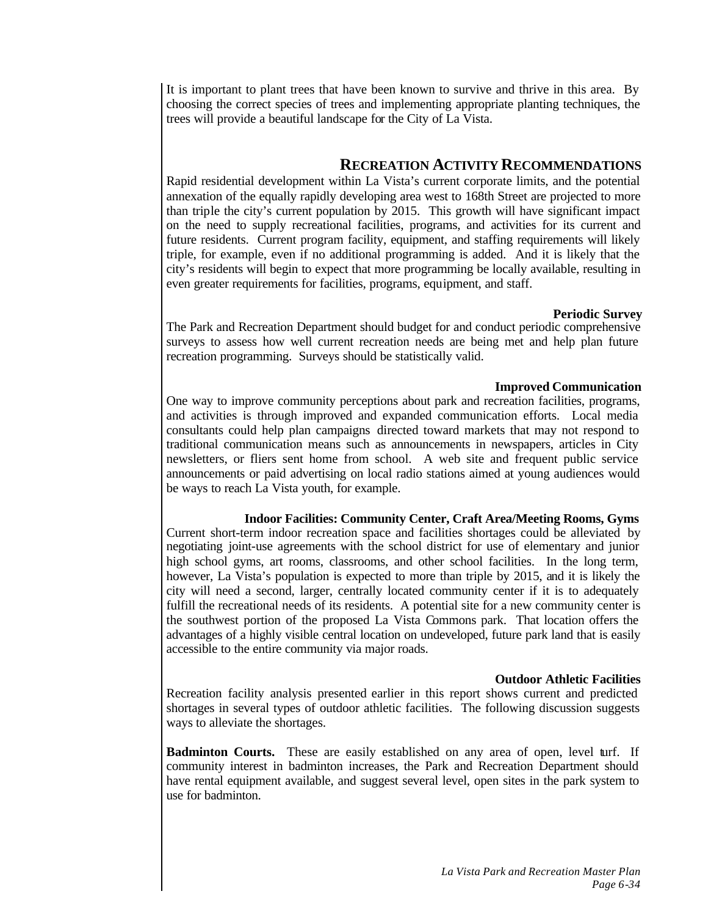It is important to plant trees that have been known to survive and thrive in this area. By choosing the correct species of trees and implementing appropriate planting techniques, the trees will provide a beautiful landscape for the City of La Vista.

## RECREATION ACTIVITY RECOMMENDATIONS

Rapid residential development within La Vista's current corporate limits, and the potential annexation of the equally rapidly developing area west to 168th Street are projected to more than triple the city's current population by 2015. This growth will have significant impact on the need to supply recreational facilities, programs, and activities for its current and future residents. Current program facility, equipment, and staffing requirements will likely triple, for example, even if no additional programming is added. And it is likely that the city's residents will begin to expect that more programming be locally available, resulting in even greater requirements for facilities, programs, equipment, and staff.

### Periodic Survey

The Park and Recreation Department should budget for and conduct periodic comprehensive surveys to assess how well current recreation needs are being met and help plan future recreation programming. Surveys should be statistically valid.

### Improved Communication

One way to improve community perceptions about park and recreation facilities, programs, and activities is through improved and expanded communication efforts. Local media consultants could help plan campaigns directed toward markets that may not respond to traditional communication means such as announcements in newspapers, articles in City newsletters, or fliers sent home from school. A web site and frequent public service announcements or paid advertising on local radio stations aimed at young audiences would be ways to reach La Vista youth, for example.

### Indoor Facilities: Community Center, Craft Area/Meeting Rooms, Gyms

Current short-term indoor recreation space and facilities shortages could be alleviated by negotiating joint-use agreements with the school district for use of elementary and junior high school gyms, art rooms, classrooms, and other school facilities. In the long term, however, La Vista's population is expected to more than triple by 2015, and it is likely the city will need a second, larger, centrally located community center if it is to adequately fulfill the recreational needs of its residents. A potential site for a new community center is the southwest portion of the proposed La Vista Commons park. That location offers the advantages of a highly visible central location on undeveloped, future park land that is easily accessible to the entire community via major roads.

### Outdoor Athletic Facilities

Recreation facility analysis presented earlier in this report shows current and predicted shortages in several types of outdoor athletic facilities. The following discussion suggests ways to alleviate the shortages.

**Badminton Courts.** These are easily established on any area of open, level turf. If community interest in badminton increases, the Park and Recreation Department should have rental equipment available, and suggest several level, open sites in the park system to use for badminton.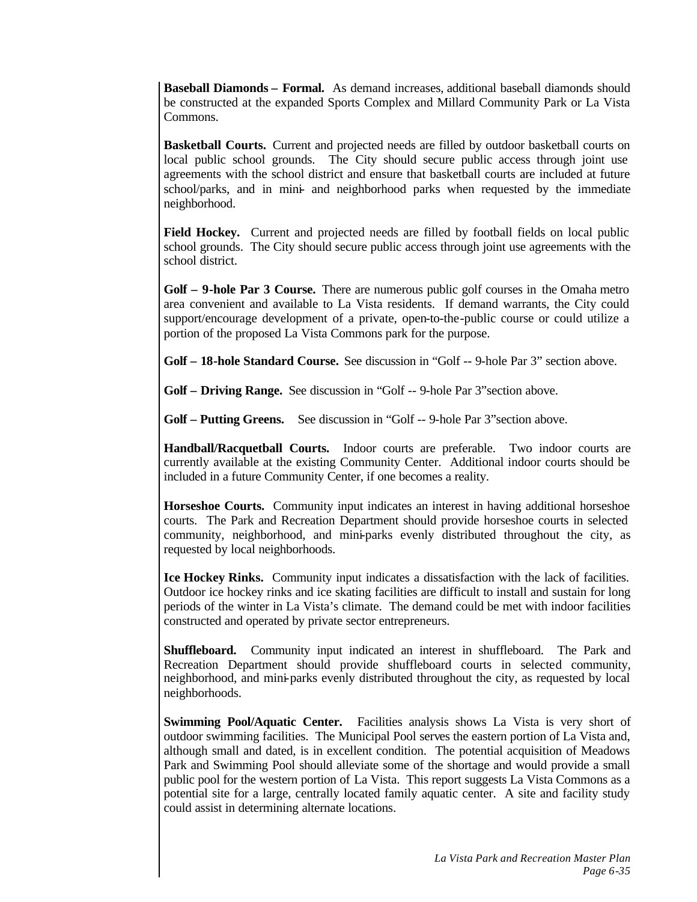**Baseball Diamonds – Formal.** As demand increases, additional baseball diamonds should be constructed at the expanded Sports Complex and Millard Community Park or La Vista Commons.

**Basketball Courts.** Current and projected needs are filled by outdoor basketball courts on local public school grounds. The City should secure public access through joint use agreements with the school district and ensure that basketball courts are included at future school/parks, and in mini- and neighborhood parks when requested by the immediate neighborhood.

**Field Hockey.** Current and projected needs are filled by football fields on local public school grounds. The City should secure public access through joint use agreements with the school district.

**Golf – 9-hole Par 3 Course.** There are numerous public golf courses in the Omaha metro area convenient and available to La Vista residents. If demand warrants, the City could support/encourage development of a private, open-to-the-public course or could utilize a portion of the proposed La Vista Commons park for the purpose.

**Golf – 18-hole Standard Course.** See discussion in "Golf -- 9-hole Par 3" section above.

**Golf – Driving Range.** See discussion in "Golf -- 9-hole Par 3" section above.

**Golf – Putting Greens.** See discussion in "Golf -- 9-hole Par 3" section above.

**Handball/Racquetball Courts.** Indoor courts are preferable. Two indoor courts are currently available at the existing Community Center. Additional indoor courts should be included in a future Community Center, if one becomes a reality.

**Horseshoe Courts.** Community input indicates an interest in having additional horseshoe courts. The Park and Recreation Department should provide horseshoe courts in selected community, neighborhood, and mini-parks evenly distributed throughout the city, as requested by local neighborhoods.

**Ice Hockey Rinks.** Community input indicates a dissatisfaction with the lack of facilities. Outdoor ice hockey rinks and ice skating facilities are difficult to install and sustain for long periods of the winter in La Vista's climate. The demand could be met with indoor facilities constructed and operated by private sector entrepreneurs.

**Shuffleboard.** Community input indicated an interest in shuffleboard. The Park and Recreation Department should provide shuffleboard courts in selected community, neighborhood, and mini-parks evenly distributed throughout the city, as requested by local neighborhoods.

**Swimming Pool/Aquatic Center.** Facilities analysis shows La Vista is very short of outdoor swimming facilities. The Municipal Pool serves the eastern portion of La Vista and, although small and dated, is in excellent condition. The potential acquisition of Meadows Park and Swimming Pool should alleviate some of the shortage and would provide a small public pool for the western portion of La Vista. This report suggests La Vista Commons as a potential site for a large, centrally located family aquatic center. A site and facility study could assist in determining alternate locations.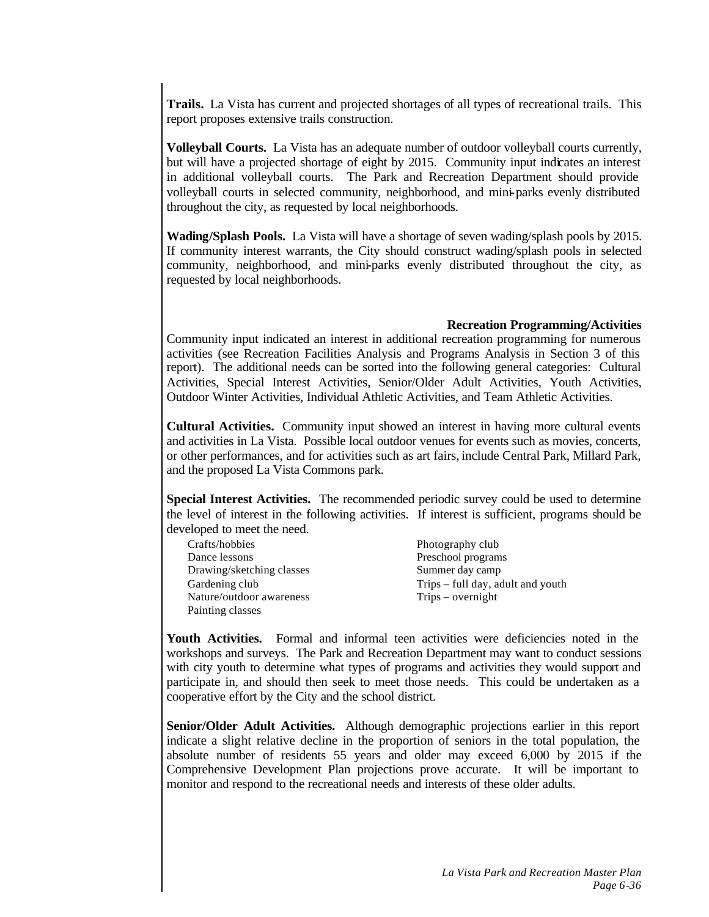**Trails.** La Vista has current and projected shortages of all types of recreational trails. This report proposes extensive trails construction.

**Volleyball Courts.** La Vista has an adequate number of outdoor volleyball courts currently, but will have a projected shortage of eight by 2015. Community input indicates an interest in additional volleyball courts. The Park and Recreation Department should provide volleyball courts in selected community, neighborhood, and mini-parks evenly distributed throughout the city, as requested by local neighborhoods.

**Wading/Splash Pools.** La Vista will have a shortage of seven wading/splash pools by 2015. If community interest warrants, the City should construct wading/splash pools in selected community, neighborhood, and mini-parks evenly distributed throughout the city, as requested by local neighborhoods.

### Recreation Programming/Activities

Community input indicated an interest in additional recreation programming for numerous activities (see Recreation Facilities Analysis and Programs Analysis in Section 3 of this report). The additional needs can be sorted into the following general categories: Cultural Activities, Special Interest Activities, Senior/Older Adult Activities, Youth Activities, Outdoor Winter Activities, Individual Athletic Activities, and Team Athletic Activities.

**Cultural Activities.** Community input showed an interest in having more cultural events and activities in La Vista. Possible local outdoor venues for events such as movies, concerts, or other performances, and for activities such as art fairs, include Central Park, Millard Park, and the proposed La Vista Commons park.

**Special Interest Activities.** The recommended periodic survey could be used to determine the level of interest in the following activities. If interest is sufficient, programs should be developed to meet the need.

- Crafts/hobbies
- Dance lessons
- Drawing/sketching classes
- Gardening club
- Nature/outdoor awareness
- Painting classes
- Photography club
- Preschool programs
- Summer day camp
- Trips – full day, adult and youth
- Trips – overnight

**Youth Activities.** Formal and informal teen activities were deficiencies noted in the workshops and surveys. The Park and Recreation Department may want to conduct sessions with city youth to determine what types of programs and activities they would support and participate in, and should then seek to meet those needs. This could be undertaken as a cooperative effort by the City and the school district.

**Senior/Older Adult Activities.** Although demographic projections earlier in this report indicate a slight relative decline in the proportion of seniors in the total population, the absolute number of residents 55 years and older may exceed 6,000 by 2015 if the Comprehensive Development Plan projections prove accurate. It will be important to monitor and respond to the recreational needs and interests of these older adults.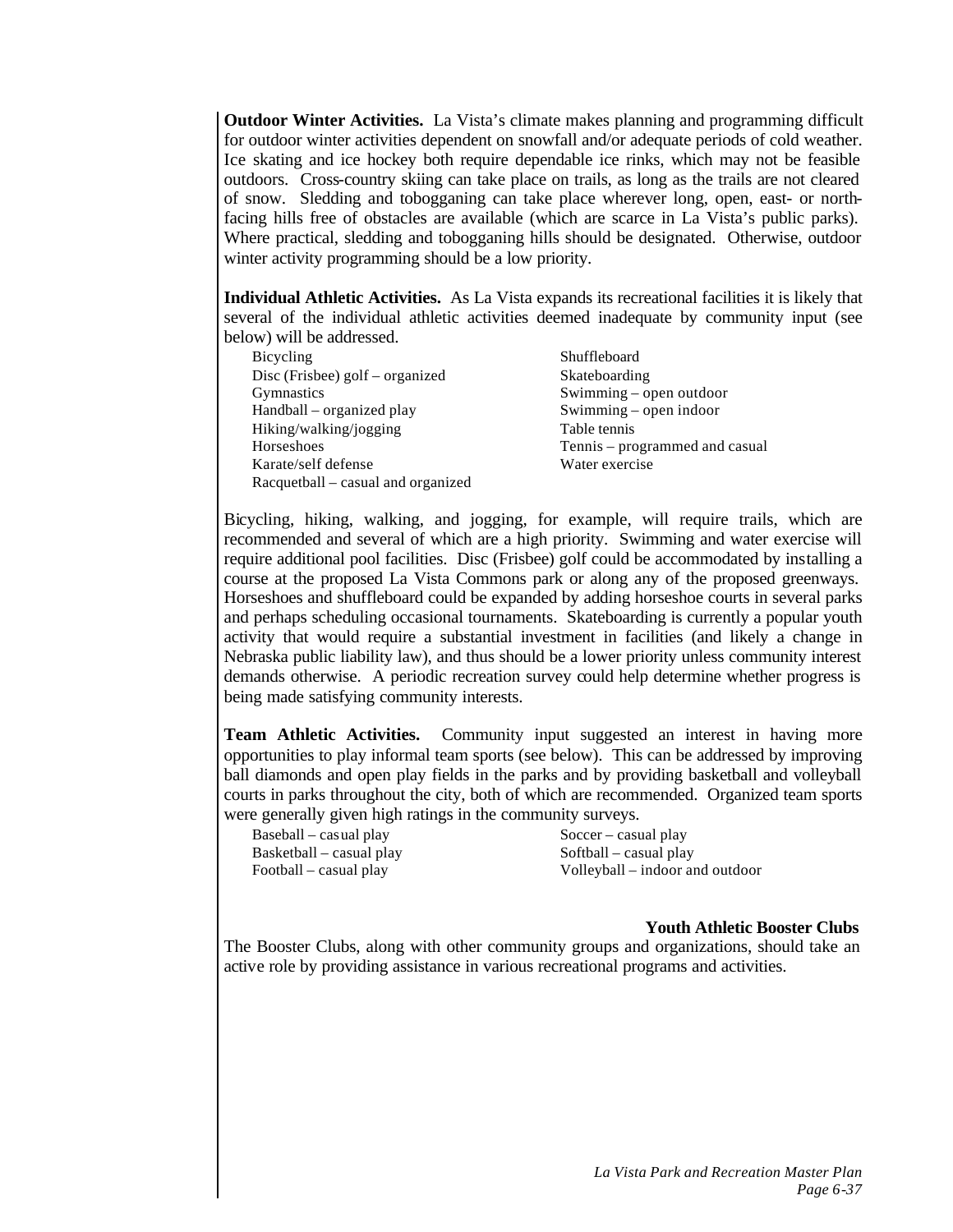**Outdoor Winter Activities.** La Vista's climate makes planning and programming difficult for outdoor winter activities dependent on snowfall and/or adequate periods of cold weather. Ice skating and ice hockey both require dependable ice rinks, which may not be feasible outdoors. Cross-country skiing can take place on trails, as long as the trails are not cleared of snow. Sledding and tobogganing can take place wherever long, open, east- or north-facing hills free of obstacles are available (which are scarce in La Vista's public parks). Where practical, sledding and tobogganing hills should be designated. Otherwise, outdoor winter activity programming should be a low priority.

**Individual Athletic Activities.** As La Vista expands its recreational facilities it is likely that several of the individual athletic activities deemed inadequate by community input (see below) will be addressed.

- Bicycling
- Disc (Frisbee) golf – organized
- Gymnastics
- Handball – organized play
- Hiking/walking/jogging
- Horseshoes
- Karate/self defense
- Racquetball – casual and organized
- Shuffleboard
- Skateboarding
- Swimming – open outdoor
- Swimming – open indoor
- Table tennis
- Tennis – programmed and casual
- Water exercise

Bicycling, hiking, walking, and jogging, for example, will require trails, which are recommended and several of which are a high priority. Swimming and water exercise will require additional pool facilities. Disc (Frisbee) golf could be accommodated by installing a course at the proposed La Vista Commons park or along any of the proposed greenways. Horseshoes and shuffleboard could be expanded by adding horseshoe courts in several parks and perhaps scheduling occasional tournaments. Skateboarding is currently a popular youth activity that would require a substantial investment in facilities (and likely a change in Nebraska public liability law), and thus should be a lower priority unless community interest demands otherwise. A periodic recreation survey could help determine whether progress is being made satisfying community interests.

**Team Athletic Activities.** Community input suggested an interest in having more opportunities to play informal team sports (see below). This can be addressed by improving ball diamonds and open play fields in the parks and by providing basketball and volleyball courts in parks throughout the city, both of which are recommended. Organized team sports were generally given high ratings in the community surveys.

- Baseball – casual play
- Basketball – casual play
- Football – casual play
- Soccer – casual play
- Softball – casual play
- Volleyball – indoor and outdoor

### Youth Athletic Booster Clubs

The Booster Clubs, along with other community groups and organizations, should take an active role by providing assistance in various recreational programs and activities.